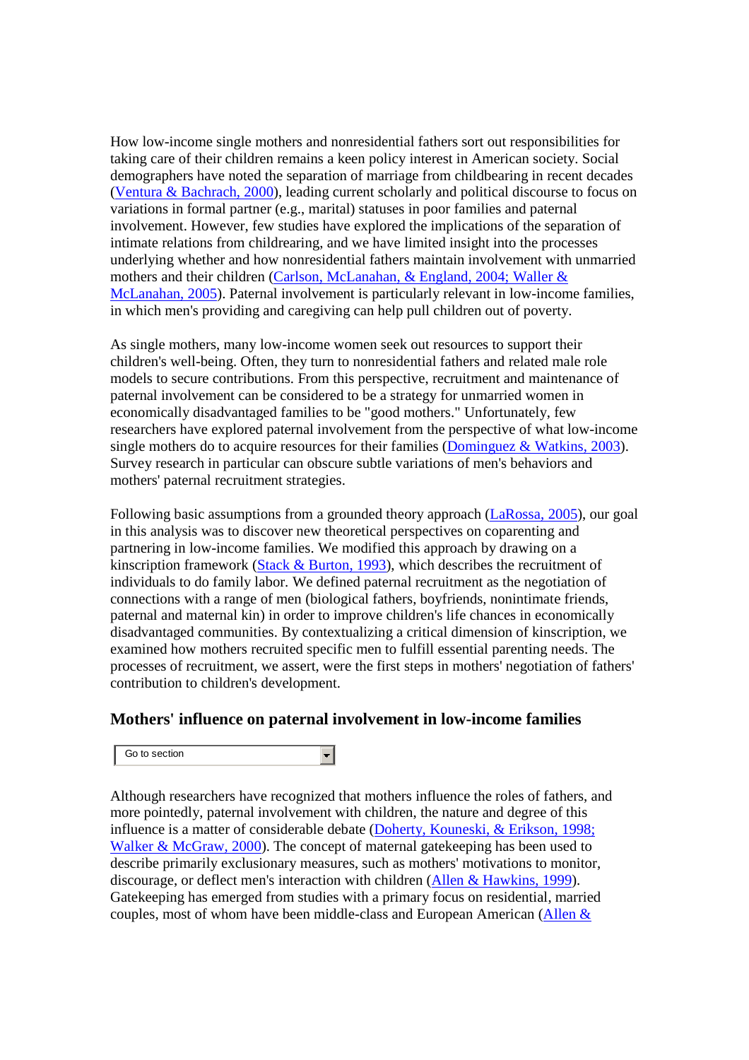How low-income single mothers and nonresidential fathers sort out responsibilities for taking care of their children remains a keen policy interest in American society. Social demographers have noted the separation of marriage from childbearing in recent decades (Ventura & Bachrach, 2000), leading current scholarly and political discourse to focus on variations in formal partner (e.g., marital) statuses in poor families and paternal involvement. However, few studies have explored the implications of the separation of intimate relations from childrearing, and we have limited insight into the processes underlying whether and how nonresidential fathers maintain involvement with unmarried mothers and their children (Carlson, McLanahan, & England, 2004; Waller & McLanahan, 2005). Paternal involvement is particularly relevant in low-income families, in which men's providing and caregiving can help pull children out of poverty.

As single mothers, many low-income women seek out resources to support their children's well-being. Often, they turn to nonresidential fathers and related male role models to secure contributions. From this perspective, recruitment and maintenance of paternal involvement can be considered to be a strategy for unmarried women in economically disadvantaged families to be "good mothers." Unfortunately, few researchers have explored paternal involvement from the perspective of what low-income single mothers do to acquire resources for their families (Dominguez & Watkins, 2003). Survey research in particular can obscure subtle variations of men's behaviors and mothers' paternal recruitment strategies.

Following basic assumptions from a grounded theory approach (LaRossa, 2005), our goal in this analysis was to discover new theoretical perspectives on coparenting and partnering in low-income families. We modified this approach by drawing on a kinscription framework (Stack & Burton, 1993), which describes the recruitment of individuals to do family labor. We defined paternal recruitment as the negotiation of connections with a range of men (biological fathers, boyfriends, nonintimate friends, paternal and maternal kin) in order to improve children's life chances in economically disadvantaged communities. By contextualizing a critical dimension of kinscription, we examined how mothers recruited specific men to fulfill essential parenting needs. The processes of recruitment, we assert, were the first steps in mothers' negotiation of fathers' contribution to children's development.

## Mothers' influence on paternal involvement in low-income families

Although researchers have recognized that mothers influence the roles of fathers, and more pointedly, paternal involvement with children, the nature and degree of this influence is a matter of considerable debate (Doherty, Kouneski, & Erikson, 1998; Walker & McGraw, 2000). The concept of maternal gatekeeping has been used to describe primarily exclusionary measures, such as mothers' motivations to monitor, discourage, or deflect men's interaction with children (Allen & Hawkins, 1999). Gatekeeping has emerged from studies with a primary focus on residential, married couples, most of whom have been middle-class and European American (Allen &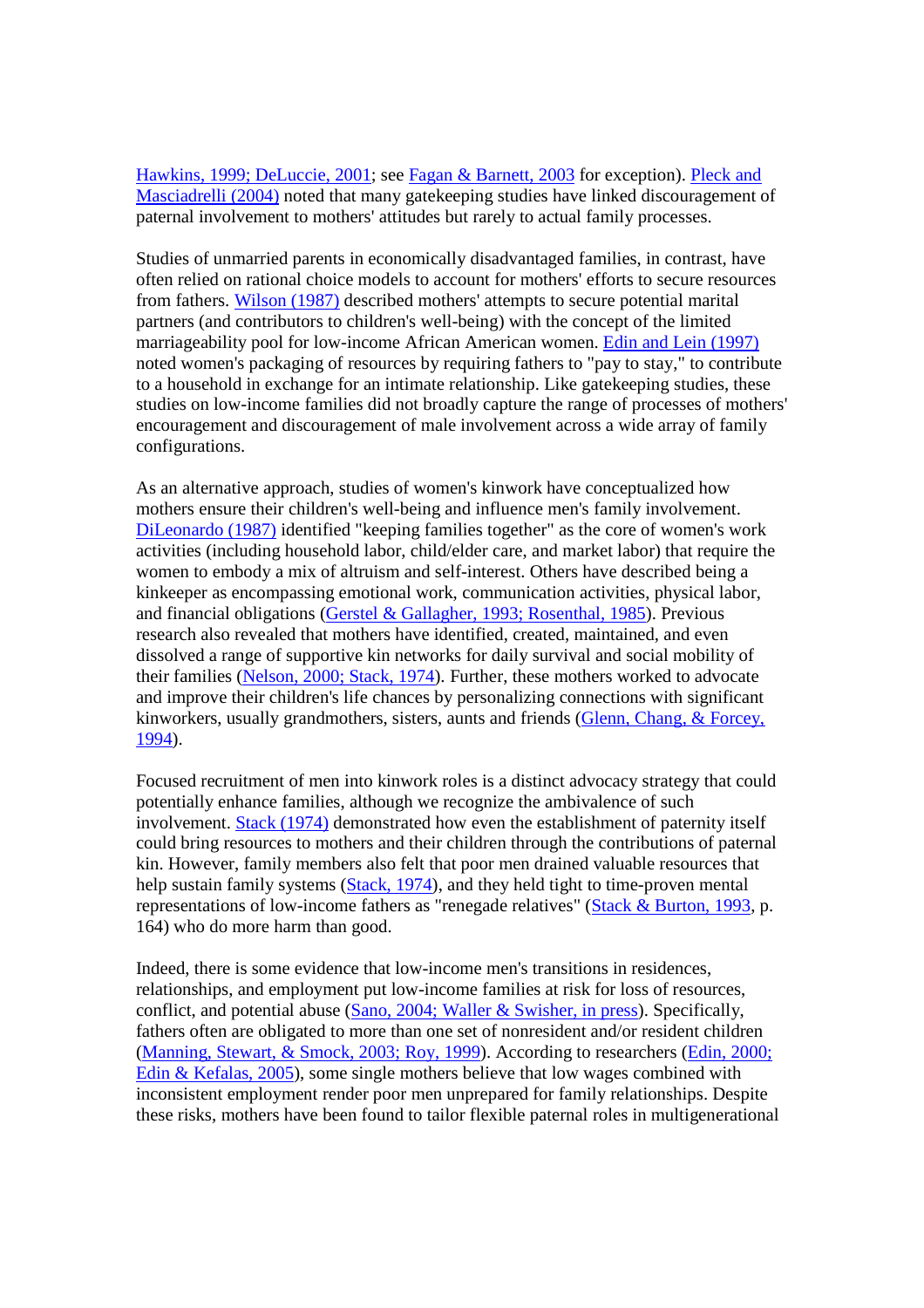Hawkins, 1999; DeLuccie, 2001; see Fagan & Barnett, 2003 for exception). Pleck and Masciadrelli (2004) noted that many gatekeeping studies have linked discouragement of paternal involvement to mothers' attitudes but rarely to actual family processes.

Studies of unmarried parents in economically disadvantaged families, in contrast, have often relied on rational choice models to account for mothers' efforts to secure resources from fathers. Wilson (1987) described mothers' attempts to secure potential marital partners (and contributors to children's well-being) with the concept of the limited marriageability pool for low-income African American women. Edin and Lein (1997) noted women's packaging of resources by requiring fathers to "pay to stay," to contribute to a household in exchange for an intimate relationship. Like gatekeeping studies, these studies on low-income families did not broadly capture the range of processes of mothers' encouragement and discouragement of male involvement across a wide array of family configurations.

As an alternative approach, studies of women's kinwork have conceptualized how mothers ensure their children's well-being and influence men's family involvement. DiLeonardo (1987) identified "keeping families together" as the core of women's work activities (including household labor, child/elder care, and market labor) that require the women to embody a mix of altruism and self-interest. Others have described being a kinkeeper as encompassing emotional work, communication activities, physical labor, and financial obligations (Gerstel & Gallagher, 1993; Rosenthal, 1985). Previous research also revealed that mothers have identified, created, maintained, and even dissolved a range of supportive kin networks for daily survival and social mobility of their families (Nelson, 2000; Stack, 1974). Further, these mothers worked to advocate and improve their children's life chances by personalizing connections with significant kinworkers, usually grandmothers, sisters, aunts and friends (Glenn, Chang, & Forcey, 1994).

Focused recruitment of men into kinwork roles is a distinct advocacy strategy that could potentially enhance families, although we recognize the ambivalence of such involvement. Stack (1974) demonstrated how even the establishment of paternity itself could bring resources to mothers and their children through the contributions of paternal kin. However, family members also felt that poor men drained valuable resources that help sustain family systems (Stack, 1974), and they held tight to time-proven mental representations of low-income fathers as "renegade relatives" (Stack & Burton, 1993, p. 164) who do more harm than good.

Indeed, there is some evidence that low-income men's transitions in residences, relationships, and employment put low-income families at risk for loss of resources, conflict, and potential abuse (Sano, 2004; Waller & Swisher, in press). Specifically, fathers often are obligated to more than one set of nonresident and/or resident children (Manning, Stewart, & Smock, 2003; Roy, 1999). According to researchers (Edin, 2000; Edin & Kefalas, 2005), some single mothers believe that low wages combined with inconsistent employment render poor men unprepared for family relationships. Despite these risks, mothers have been found to tailor flexible paternal roles in multigenerational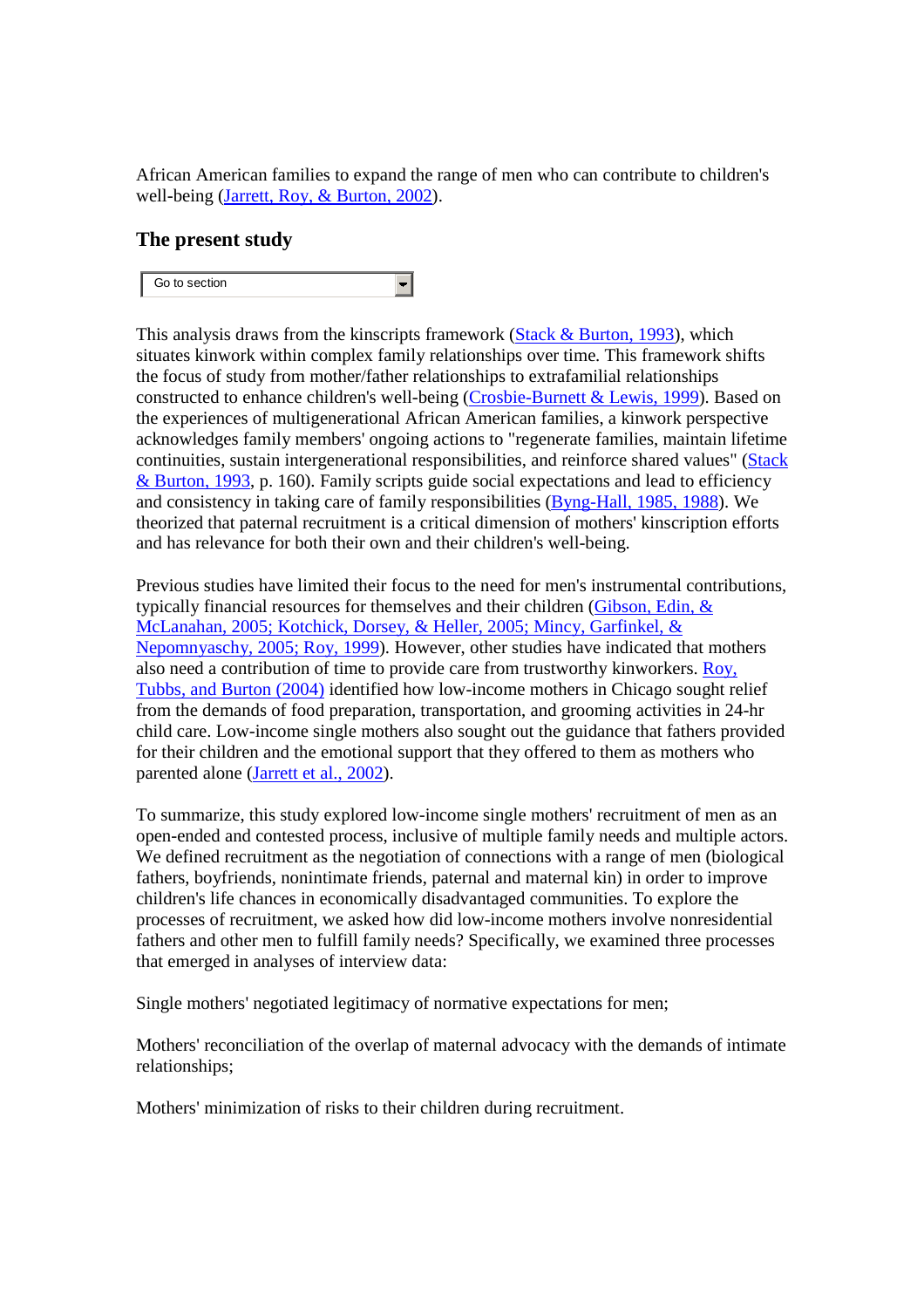African American families to expand the range of men who can contribute to children's well-being (Jarrett, Roy, & Burton, 2002).

## The present study

This analysis draws from the kinscripts framework (Stack & Burton, 1993), which situates kinwork within complex family relationships over time. This framework shifts the focus of study from mother/father relationships to extrafamilial relationships constructed to enhance children's well-being (Crosbie-Burnett & Lewis, 1999). Based on the experiences of multigenerational African American families, a kinwork perspective acknowledges family members' ongoing actions to "regenerate families, maintain lifetime continuities, sustain intergenerational responsibilities, and reinforce shared values" (Stack & Burton, 1993, p. 160). Family scripts guide social expectations and lead to efficiency and consistency in taking care of family responsibilities (Byng-Hall, 1985, 1988). We theorized that paternal recruitment is a critical dimension of mothers' kinscription efforts and has relevance for both their own and their children's well-being.

Previous studies have limited their focus to the need for men's instrumental contributions, typically financial resources for themselves and their children (Gibson, Edin, & McLanahan, 2005; Kotchick, Dorsey, & Heller, 2005; Mincy, Garfinkel, & Nepomnyaschy, 2005; Roy, 1999). However, other studies have indicated that mothers also need a contribution of time to provide care from trustworthy kinworkers. Roy, Tubbs, and Burton (2004) identified how low-income mothers in Chicago sought relief from the demands of food preparation, transportation, and grooming activities in 24-hr child care. Low-income single mothers also sought out the guidance that fathers provided for their children and the emotional support that they offered to them as mothers who parented alone (Jarrett et al., 2002).

To summarize, this study explored low-income single mothers' recruitment of men as an open-ended and contested process, inclusive of multiple family needs and multiple actors. We defined recruitment as the negotiation of connections with a range of men (biological fathers, boyfriends, nonintimate friends, paternal and maternal kin) in order to improve children's life chances in economically disadvantaged communities. To explore the processes of recruitment, we asked how did low-income mothers involve nonresidential fathers and other men to fulfill family needs? Specifically, we examined three processes that emerged in analyses of interview data:

Single mothers' negotiated legitimacy of normative expectations for men;

Mothers' reconciliation of the overlap of maternal advocacy with the demands of intimate relationships;

Mothers' minimization of risks to their children during recruitment.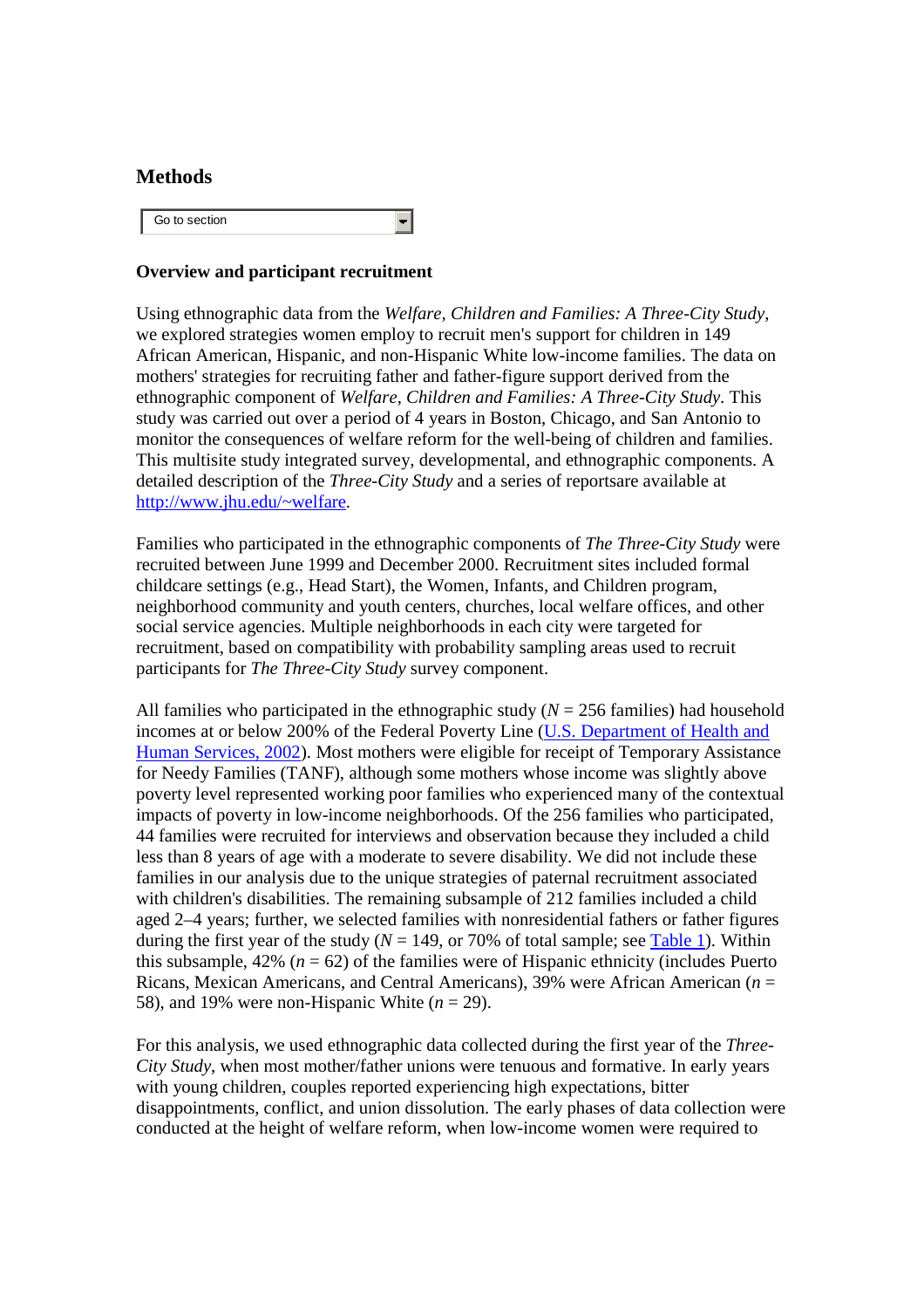## Methods

Go to section

### Overview and participant recruitment

Using ethnographic data from the *Welfare, Children and Families: A Three-City Study*, we explored strategies women employ to recruit men's support for children in 149 African American, Hispanic, and non-Hispanic White low-income families. The data on mothers' strategies for recruiting father and father-figure support derived from the ethnographic component of *Welfare, Children and Families: A Three-City Study*. This study was carried out over a period of 4 years in Boston, Chicago, and San Antonio to monitor the consequences of welfare reform for the well-being of children and families. This multisite study integrated survey, developmental, and ethnographic components. A detailed description of the *Three-City Study* and a series of reportsare available at [http://www.jhu.edu/~welfare](http://www.jhu.edu/~welfare).

Families who participated in the ethnographic components of *The Three-City Study* were recruited between June 1999 and December 2000. Recruitment sites included formal childcare settings (e.g., Head Start), the Women, Infants, and Children program, neighborhood community and youth centers, churches, local welfare offices, and other social service agencies. Multiple neighborhoods in each city were targeted for recruitment, based on compatibility with probability sampling areas used to recruit participants for *The Three-City Study* survey component.

All families who participated in the ethnographic study ($N = 256$ families) had household incomes at or below 200% of the Federal Poverty Line ([U.S. Department of Health and Human Services, 2002](#)). Most mothers were eligible for receipt of Temporary Assistance for Needy Families (TANF), although some mothers whose income was slightly above poverty level represented working poor families who experienced many of the contextual impacts of poverty in low-income neighborhoods. Of the 256 families who participated, 44 families were recruited for interviews and observation because they included a child less than 8 years of age with a moderate to severe disability. We did not include these families in our analysis due to the unique strategies of paternal recruitment associated with children's disabilities. The remaining subsample of 212 families included a child aged 2–4 years; further, we selected families with nonresidential fathers or father figures during the first year of the study ($N = 149$, or 70% of total sample; see [Table 1](#)). Within this subsample, 42% ($n = 62$) of the families were of Hispanic ethnicity (includes Puerto Ricans, Mexican Americans, and Central Americans), 39% were African American ($n = 58$), and 19% were non-Hispanic White ($n = 29$).

For this analysis, we used ethnographic data collected during the first year of the *Three-City Study*, when most mother/father unions were tenuous and formative. In early years with young children, couples reported experiencing high expectations, bitter disappointments, conflict, and union dissolution. The early phases of data collection were conducted at the height of welfare reform, when low-income women were required to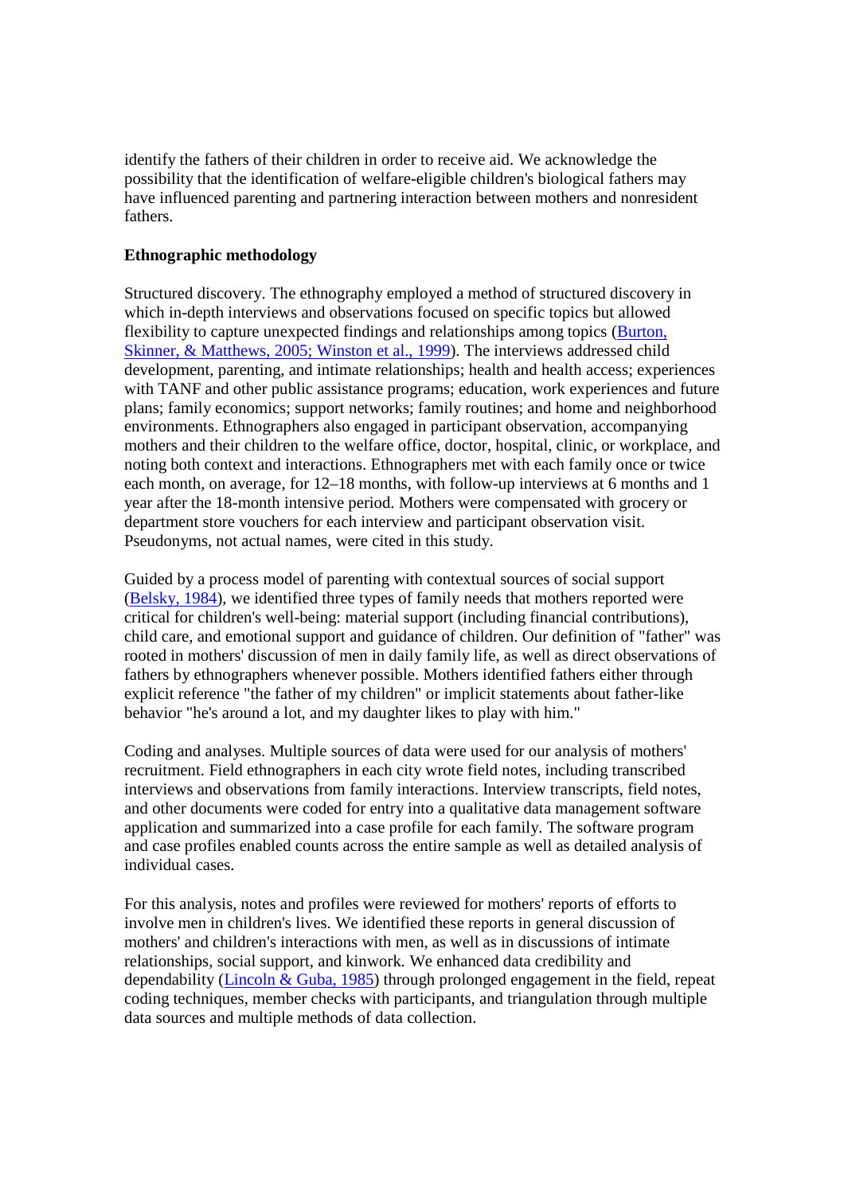identify the fathers of their children in order to receive aid. We acknowledge the possibility that the identification of welfare-eligible children's biological fathers may have influenced parenting and partnering interaction between mothers and nonresident fathers.

**Ethnographic methodology**

Structured discovery. The ethnography employed a method of structured discovery in which in-depth interviews and observations focused on specific topics but allowed flexibility to capture unexpected findings and relationships among topics (Burton, Skinner, & Matthews, 2005; Winston et al., 1999). The interviews addressed child development, parenting, and intimate relationships; health and health access; experiences with TANF and other public assistance programs; education, work experiences and future plans; family economics; support networks; family routines; and home and neighborhood environments. Ethnographers also engaged in participant observation, accompanying mothers and their children to the welfare office, doctor, hospital, clinic, or workplace, and noting both context and interactions. Ethnographers met with each family once or twice each month, on average, for 12–18 months, with follow-up interviews at 6 months and 1 year after the 18-month intensive period. Mothers were compensated with grocery or department store vouchers for each interview and participant observation visit. Pseudonyms, not actual names, were cited in this study.

Guided by a process model of parenting with contextual sources of social support (Belsky, 1984), we identified three types of family needs that mothers reported were critical for children's well-being: material support (including financial contributions), child care, and emotional support and guidance of children. Our definition of "father" was rooted in mothers' discussion of men in daily family life, as well as direct observations of fathers by ethnographers whenever possible. Mothers identified fathers either through explicit reference "the father of my children" or implicit statements about father-like behavior "he's around a lot, and my daughter likes to play with him."

Coding and analyses. Multiple sources of data were used for our analysis of mothers' recruitment. Field ethnographers in each city wrote field notes, including transcribed interviews and observations from family interactions. Interview transcripts, field notes, and other documents were coded for entry into a qualitative data management software application and summarized into a case profile for each family. The software program and case profiles enabled counts across the entire sample as well as detailed analysis of individual cases.

For this analysis, notes and profiles were reviewed for mothers' reports of efforts to involve men in children's lives. We identified these reports in general discussion of mothers' and children's interactions with men, as well as in discussions of intimate relationships, social support, and kinwork. We enhanced data credibility and dependability (Lincoln & Guba, 1985) through prolonged engagement in the field, repeat coding techniques, member checks with participants, and triangulation through multiple data sources and multiple methods of data collection.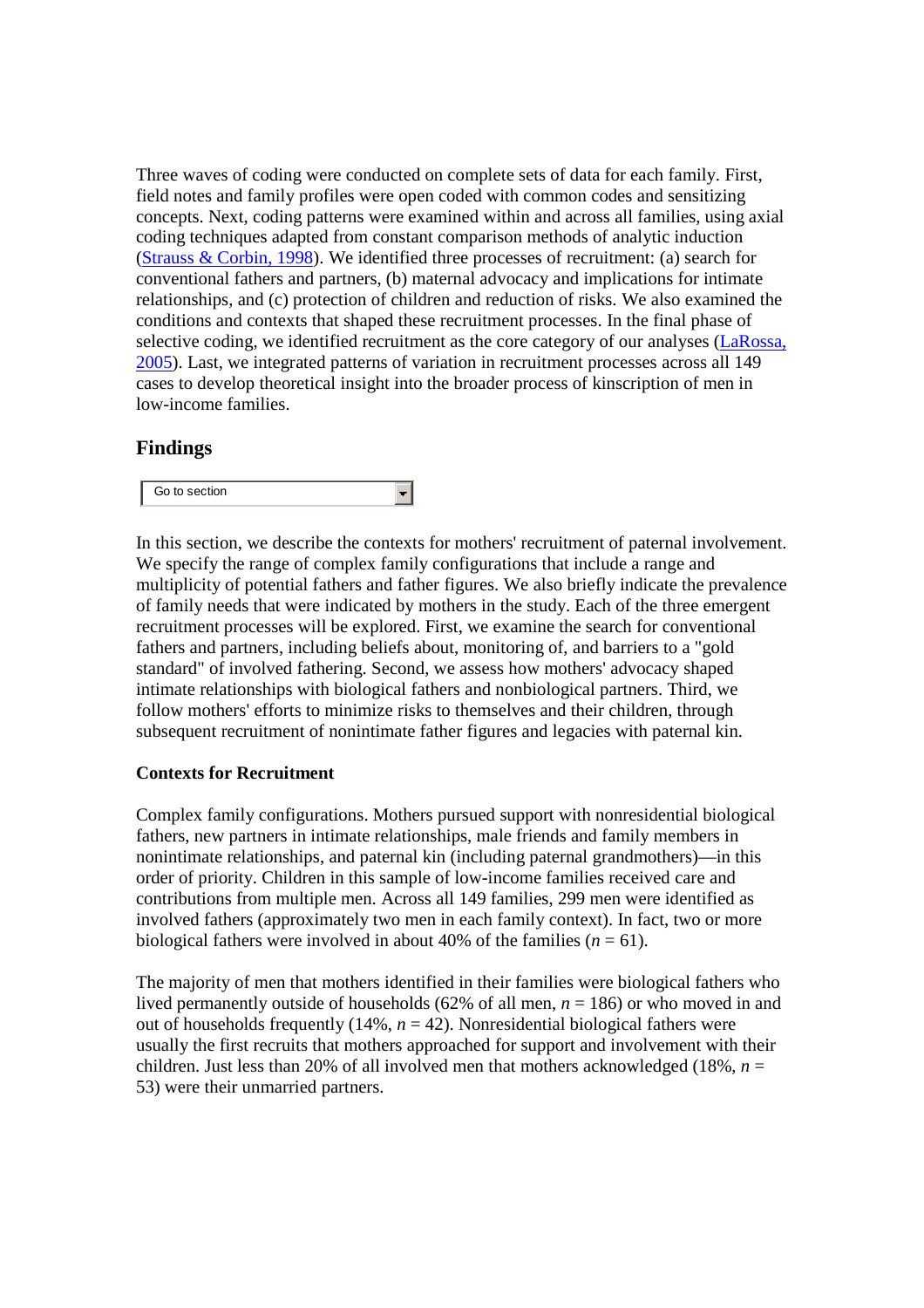Three waves of coding were conducted on complete sets of data for each family. First, field notes and family profiles were open coded with common codes and sensitizing concepts. Next, coding patterns were examined within and across all families, using axial coding techniques adapted from constant comparison methods of analytic induction (Strauss & Corbin, 1998). We identified three processes of recruitment: (a) search for conventional fathers and partners, (b) maternal advocacy and implications for intimate relationships, and (c) protection of children and reduction of risks. We also examined the conditions and contexts that shaped these recruitment processes. In the final phase of selective coding, we identified recruitment as the core category of our analyses (LaRossa, 2005). Last, we integrated patterns of variation in recruitment processes across all 149 cases to develop theoretical insight into the broader process of kinscription of men in low-income families.

## Findings

In this section, we describe the contexts for mothers' recruitment of paternal involvement. We specify the range of complex family configurations that include a range and multiplicity of potential fathers and father figures. We also briefly indicate the prevalence of family needs that were indicated by mothers in the study. Each of the three emergent recruitment processes will be explored. First, we examine the search for conventional fathers and partners, including beliefs about, monitoring of, and barriers to a "gold standard" of involved fathering. Second, we assess how mothers' advocacy shaped intimate relationships with biological fathers and nonbiological partners. Third, we follow mothers' efforts to minimize risks to themselves and their children, through subsequent recruitment of nonintimate father figures and legacies with paternal kin.

### Contexts for Recruitment

Complex family configurations. Mothers pursued support with nonresidential biological fathers, new partners in intimate relationships, male friends and family members in nonintimate relationships, and paternal kin (including paternal grandmothers)—in this order of priority. Children in this sample of low-income families received care and contributions from multiple men. Across all 149 families, 299 men were identified as involved fathers (approximately two men in each family context). In fact, two or more biological fathers were involved in about 40% of the families ($n$ = 61).

The majority of men that mothers identified in their families were biological fathers who lived permanently outside of households (62% of all men, $n$ = 186) or who moved in and out of households frequently (14%, $n$ = 42). Nonresidential biological fathers were usually the first recruits that mothers approached for support and involvement with their children. Just less than 20% of all involved men that mothers acknowledged (18%, $n$ = 53) were their unmarried partners.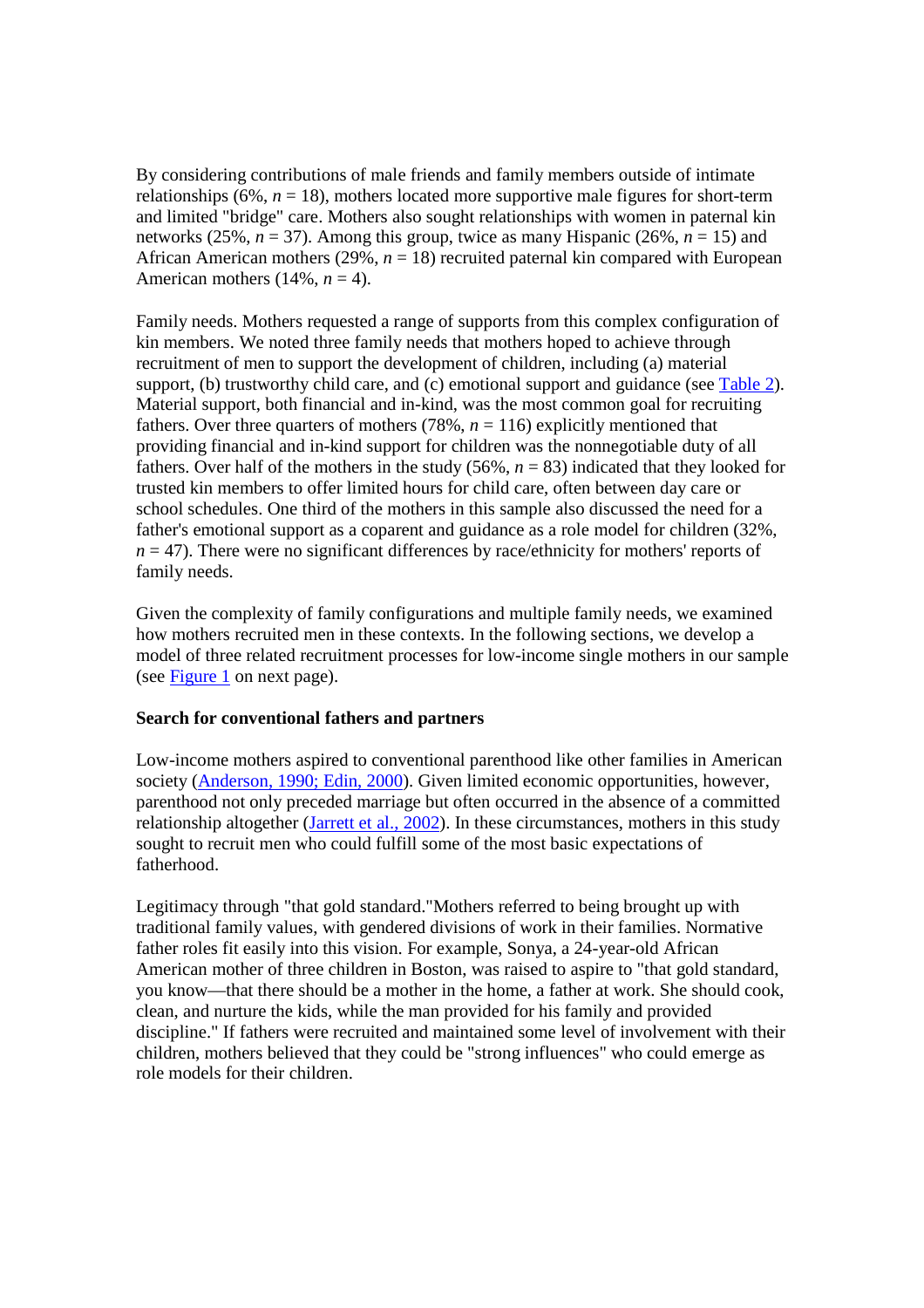By considering contributions of male friends and family members outside of intimate relationships (6%, $n$ = 18), mothers located more supportive male figures for short-term and limited "bridge" care. Mothers also sought relationships with women in paternal kin networks (25%, $n$ = 37). Among this group, twice as many Hispanic (26%, $n$ = 15) and African American mothers (29%, $n$ = 18) recruited paternal kin compared with European American mothers (14%, $n$ = 4).

Family needs. Mothers requested a range of supports from this complex configuration of kin members. We noted three family needs that mothers hoped to achieve through recruitment of men to support the development of children, including (a) material support, (b) trustworthy child care, and (c) emotional support and guidance (see Table 2). Material support, both financial and in-kind, was the most common goal for recruiting fathers. Over three quarters of mothers (78%, $n$ = 116) explicitly mentioned that providing financial and in-kind support for children was the nonnegotiable duty of all fathers. Over half of the mothers in the study (56%, $n$ = 83) indicated that they looked for trusted kin members to offer limited hours for child care, often between day care or school schedules. One third of the mothers in this sample also discussed the need for a father's emotional support as a coparent and guidance as a role model for children (32%, $n$ = 47). There were no significant differences by race/ethnicity for mothers' reports of family needs.

Given the complexity of family configurations and multiple family needs, we examined how mothers recruited men in these contexts. In the following sections, we develop a model of three related recruitment processes for low-income single mothers in our sample (see Figure 1 on next page).

**Search for conventional fathers and partners**

Low-income mothers aspired to conventional parenthood like other families in American society (Anderson, 1990; Edin, 2000). Given limited economic opportunities, however, parenthood not only preceded marriage but often occurred in the absence of a committed relationship altogether (Jarrett et al., 2002). In these circumstances, mothers in this study sought to recruit men who could fulfill some of the most basic expectations of fatherhood.

Legitimacy through "that gold standard."Mothers referred to being brought up with traditional family values, with gendered divisions of work in their families. Normative father roles fit easily into this vision. For example, Sonya, a 24-year-old African American mother of three children in Boston, was raised to aspire to "that gold standard, you know—that there should be a mother in the home, a father at work. She should cook, clean, and nurture the kids, while the man provided for his family and provided discipline." If fathers were recruited and maintained some level of involvement with their children, mothers believed that they could be "strong influences" who could emerge as role models for their children.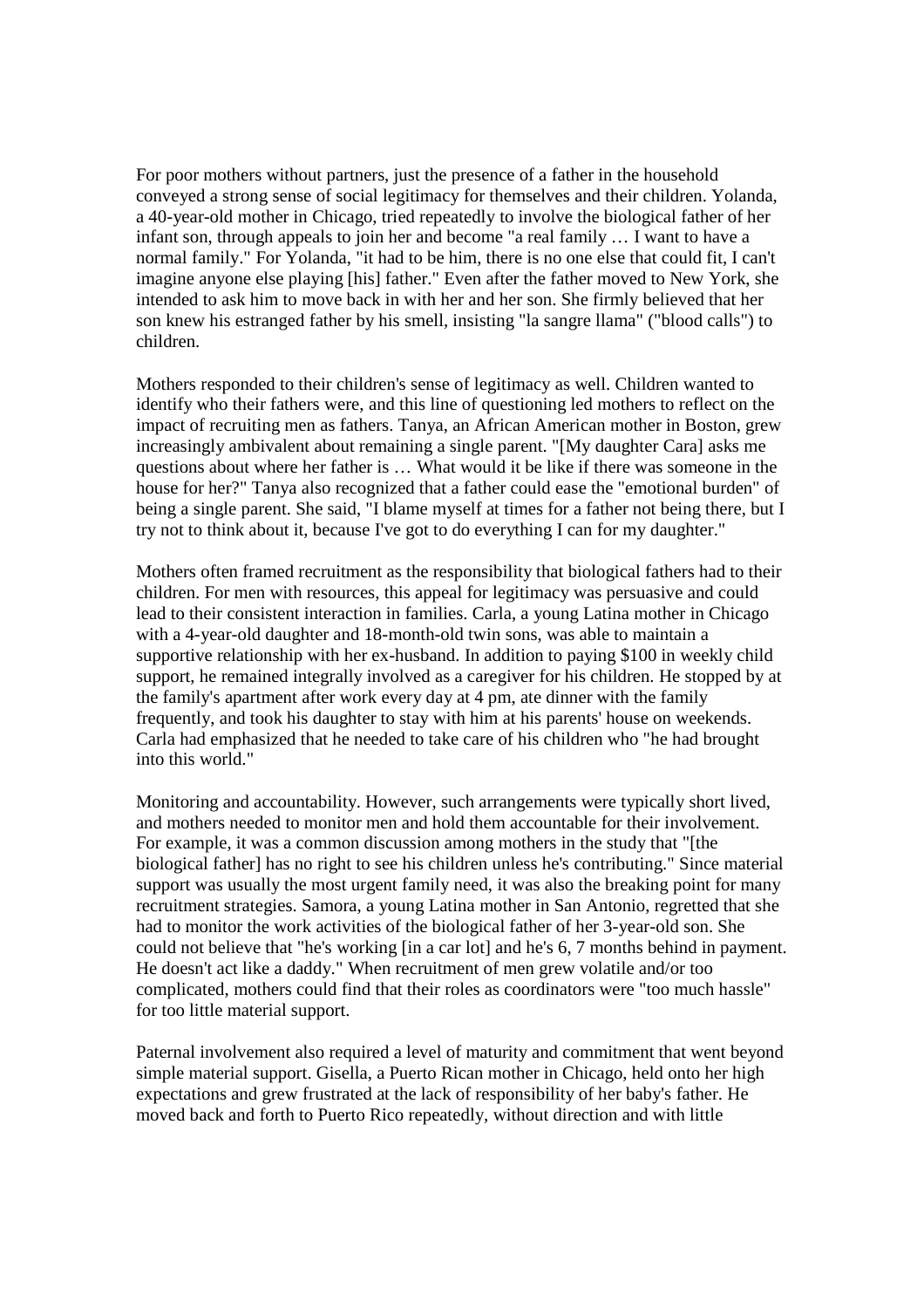For poor mothers without partners, just the presence of a father in the household conveyed a strong sense of social legitimacy for themselves and their children. Yolanda, a 40-year-old mother in Chicago, tried repeatedly to involve the biological father of her infant son, through appeals to join her and become "a real family … I want to have a normal family." For Yolanda, "it had to be him, there is no one else that could fit, I can't imagine anyone else playing [his] father." Even after the father moved to New York, she intended to ask him to move back in with her and her son. She firmly believed that her son knew his estranged father by his smell, insisting "la sangre llama" ("blood calls") to children.

Mothers responded to their children's sense of legitimacy as well. Children wanted to identify who their fathers were, and this line of questioning led mothers to reflect on the impact of recruiting men as fathers. Tanya, an African American mother in Boston, grew increasingly ambivalent about remaining a single parent. "[My daughter Cara] asks me questions about where her father is … What would it be like if there was someone in the house for her?" Tanya also recognized that a father could ease the "emotional burden" of being a single parent. She said, "I blame myself at times for a father not being there, but I try not to think about it, because I've got to do everything I can for my daughter."

Mothers often framed recruitment as the responsibility that biological fathers had to their children. For men with resources, this appeal for legitimacy was persuasive and could lead to their consistent interaction in families. Carla, a young Latina mother in Chicago with a 4-year-old daughter and 18-month-old twin sons, was able to maintain a supportive relationship with her ex-husband. In addition to paying $100 in weekly child support, he remained integrally involved as a caregiver for his children. He stopped by at the family's apartment after work every day at 4 pm, ate dinner with the family frequently, and took his daughter to stay with him at his parents' house on weekends. Carla had emphasized that he needed to take care of his children who "he had brought into this world."

Monitoring and accountability. However, such arrangements were typically short lived, and mothers needed to monitor men and hold them accountable for their involvement. For example, it was a common discussion among mothers in the study that "[the biological father] has no right to see his children unless he's contributing." Since material support was usually the most urgent family need, it was also the breaking point for many recruitment strategies. Samora, a young Latina mother in San Antonio, regretted that she had to monitor the work activities of the biological father of her 3-year-old son. She could not believe that "he's working [in a car lot] and he's 6, 7 months behind in payment. He doesn't act like a daddy." When recruitment of men grew volatile and/or too complicated, mothers could find that their roles as coordinators were "too much hassle" for too little material support.

Paternal involvement also required a level of maturity and commitment that went beyond simple material support. Gisella, a Puerto Rican mother in Chicago, held onto her high expectations and grew frustrated at the lack of responsibility of her baby's father. He moved back and forth to Puerto Rico repeatedly, without direction and with little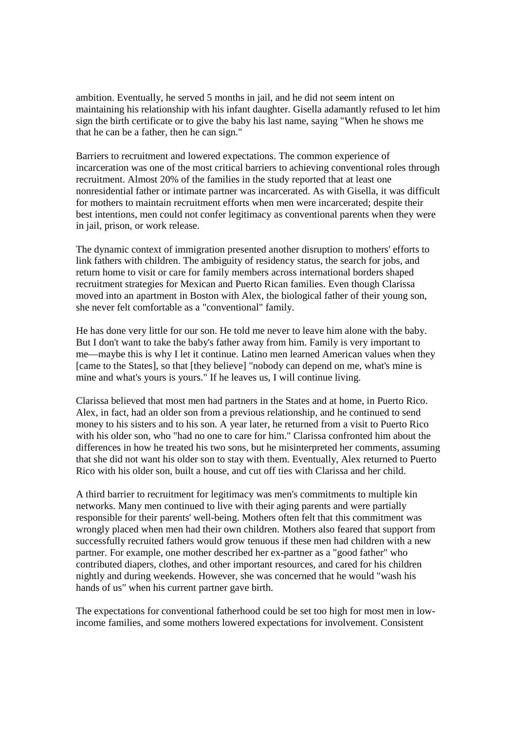ambition. Eventually, he served 5 months in jail, and he did not seem intent on maintaining his relationship with his infant daughter. Gisella adamantly refused to let him sign the birth certificate or to give the baby his last name, saying "When he shows me that he can be a father, then he can sign."

Barriers to recruitment and lowered expectations. The common experience of incarceration was one of the most critical barriers to achieving conventional roles through recruitment. Almost 20% of the families in the study reported that at least one nonresidential father or intimate partner was incarcerated. As with Gisella, it was difficult for mothers to maintain recruitment efforts when men were incarcerated; despite their best intentions, men could not confer legitimacy as conventional parents when they were in jail, prison, or work release.

The dynamic context of immigration presented another disruption to mothers' efforts to link fathers with children. The ambiguity of residency status, the search for jobs, and return home to visit or care for family members across international borders shaped recruitment strategies for Mexican and Puerto Rican families. Even though Clarissa moved into an apartment in Boston with Alex, the biological father of their young son, she never felt comfortable as a "conventional" family.

He has done very little for our son. He told me never to leave him alone with the baby. But I don't want to take the baby's father away from him. Family is very important to me—maybe this is why I let it continue. Latino men learned American values when they [came to the States], so that [they believe] "nobody can depend on me, what's mine is mine and what's yours is yours." If he leaves us, I will continue living.

Clarissa believed that most men had partners in the States and at home, in Puerto Rico. Alex, in fact, had an older son from a previous relationship, and he continued to send money to his sisters and to his son. A year later, he returned from a visit to Puerto Rico with his older son, who "had no one to care for him." Clarissa confronted him about the differences in how he treated his two sons, but he misinterpreted her comments, assuming that she did not want his older son to stay with them. Eventually, Alex returned to Puerto Rico with his older son, built a house, and cut off ties with Clarissa and her child.

A third barrier to recruitment for legitimacy was men's commitments to multiple kin networks. Many men continued to live with their aging parents and were partially responsible for their parents' well-being. Mothers often felt that this commitment was wrongly placed when men had their own children. Mothers also feared that support from successfully recruited fathers would grow tenuous if these men had children with a new partner. For example, one mother described her ex-partner as a "good father" who contributed diapers, clothes, and other important resources, and cared for his children nightly and during weekends. However, she was concerned that he would "wash his hands of us" when his current partner gave birth.

The expectations for conventional fatherhood could be set too high for most men in low-income families, and some mothers lowered expectations for involvement. Consistent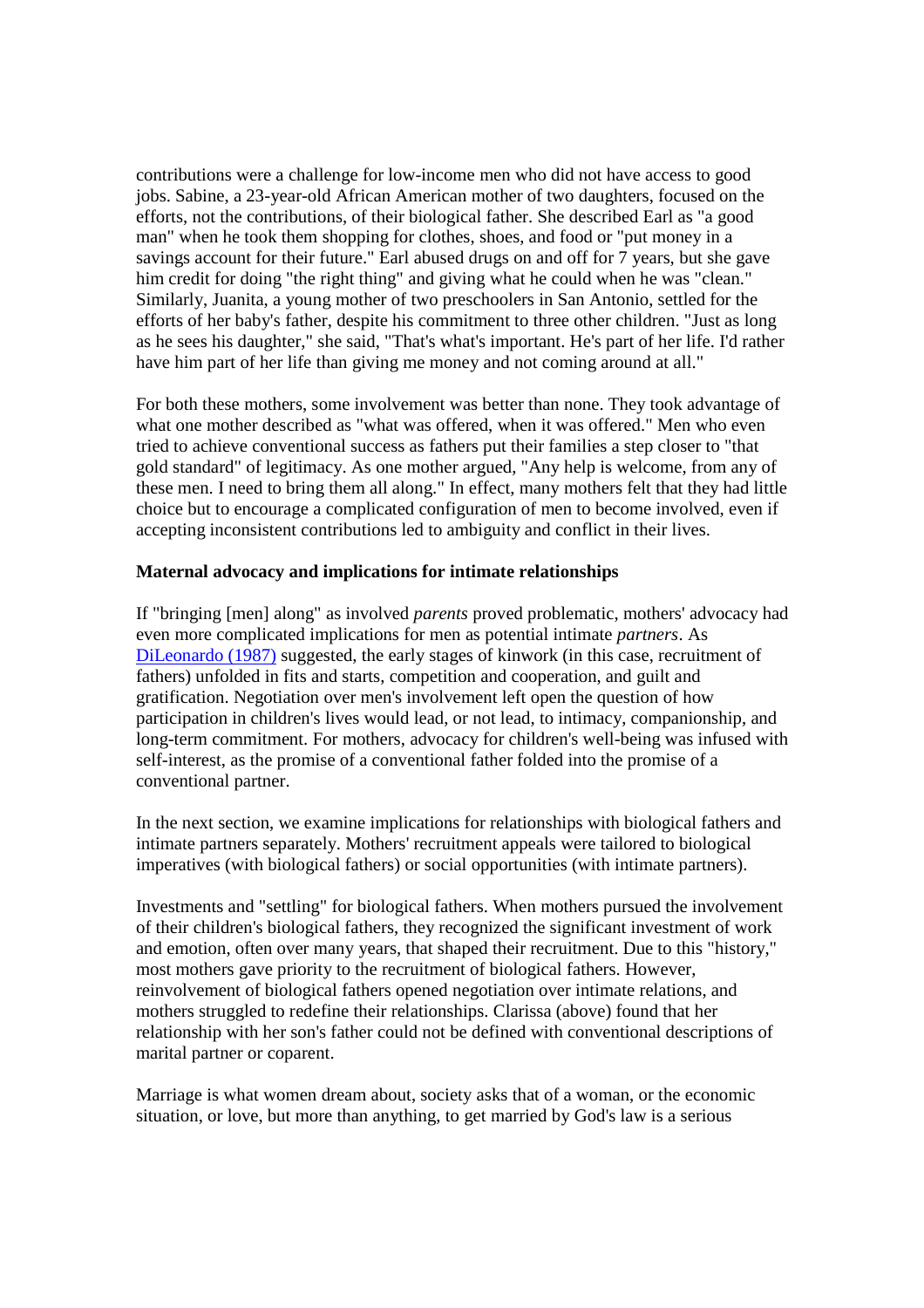contributions were a challenge for low-income men who did not have access to good jobs. Sabine, a 23-year-old African American mother of two daughters, focused on the efforts, not the contributions, of their biological father. She described Earl as "a good man" when he took them shopping for clothes, shoes, and food or "put money in a savings account for their future." Earl abused drugs on and off for 7 years, but she gave him credit for doing "the right thing" and giving what he could when he was "clean." Similarly, Juanita, a young mother of two preschoolers in San Antonio, settled for the efforts of her baby's father, despite his commitment to three other children. "Just as long as he sees his daughter," she said, "That's what's important. He's part of her life. I'd rather have him part of her life than giving me money and not coming around at all."

For both these mothers, some involvement was better than none. They took advantage of what one mother described as "what was offered, when it was offered." Men who even tried to achieve conventional success as fathers put their families a step closer to "that gold standard" of legitimacy. As one mother argued, "Any help is welcome, from any of these men. I need to bring them all along." In effect, many mothers felt that they had little choice but to encourage a complicated configuration of men to become involved, even if accepting inconsistent contributions led to ambiguity and conflict in their lives.

**Maternal advocacy and implications for intimate relationships**

If "bringing [men] along" as involved *parents* proved problematic, mothers' advocacy had even more complicated implications for men as potential intimate *partners*. As DiLeonardo (1987) suggested, the early stages of kinwork (in this case, recruitment of fathers) unfolded in fits and starts, competition and cooperation, and guilt and gratification. Negotiation over men's involvement left open the question of how participation in children's lives would lead, or not lead, to intimacy, companionship, and long-term commitment. For mothers, advocacy for children's well-being was infused with self-interest, as the promise of a conventional father folded into the promise of a conventional partner.

In the next section, we examine implications for relationships with biological fathers and intimate partners separately. Mothers' recruitment appeals were tailored to biological imperatives (with biological fathers) or social opportunities (with intimate partners).

Investments and "settling" for biological fathers. When mothers pursued the involvement of their children's biological fathers, they recognized the significant investment of work and emotion, often over many years, that shaped their recruitment. Due to this "history," most mothers gave priority to the recruitment of biological fathers. However, reinvolvement of biological fathers opened negotiation over intimate relations, and mothers struggled to redefine their relationships. Clarissa (above) found that her relationship with her son's father could not be defined with conventional descriptions of marital partner or coparent.

Marriage is what women dream about, society asks that of a woman, or the economic situation, or love, but more than anything, to get married by God's law is a serious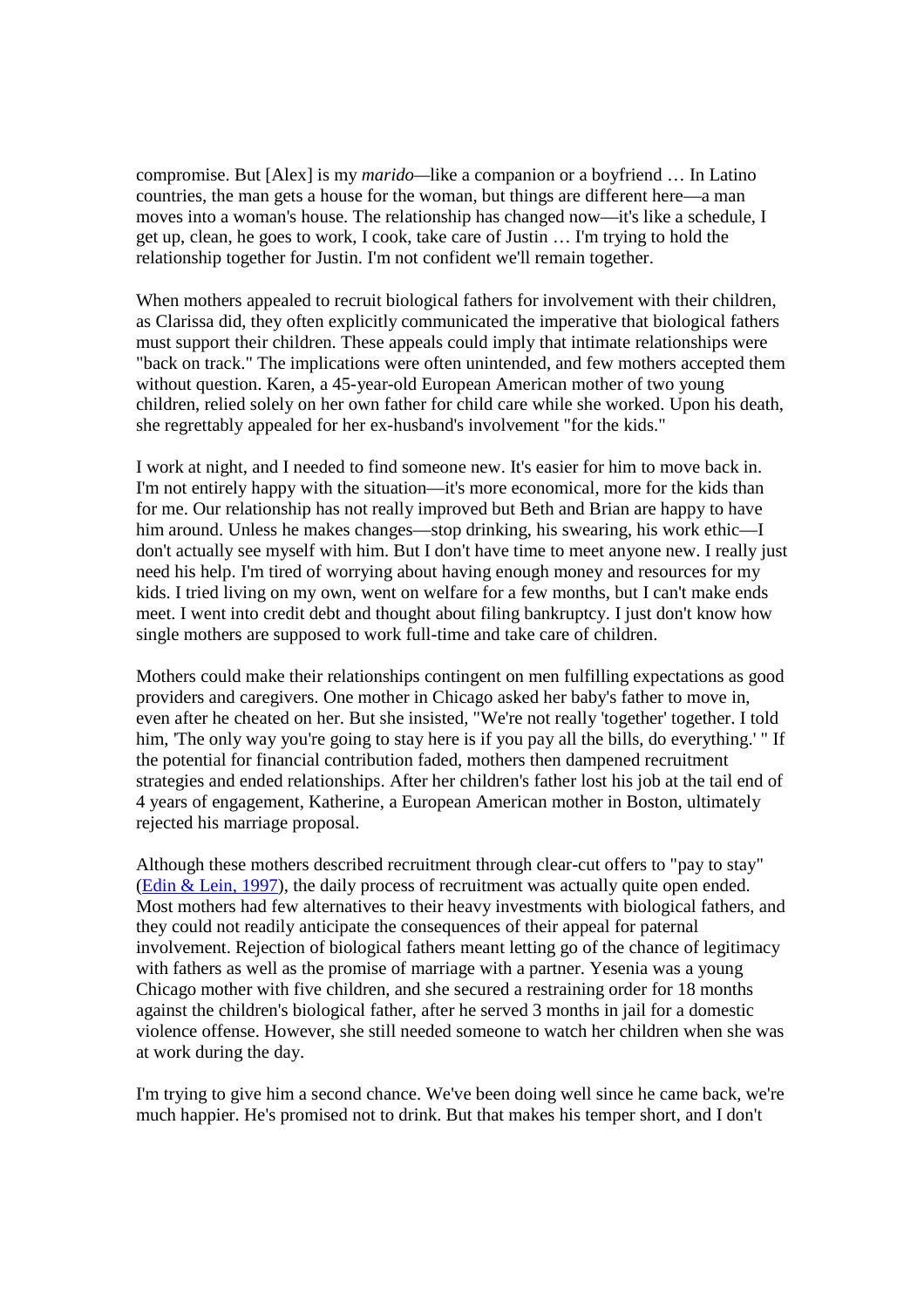compromise. But [Alex] is my *marido*—like a companion or a boyfriend … In Latino countries, the man gets a house for the woman, but things are different here—a man moves into a woman's house. The relationship has changed now—it's like a schedule, I get up, clean, he goes to work, I cook, take care of Justin … I'm trying to hold the relationship together for Justin. I'm not confident we'll remain together.

When mothers appealed to recruit biological fathers for involvement with their children, as Clarissa did, they often explicitly communicated the imperative that biological fathers must support their children. These appeals could imply that intimate relationships were "back on track." The implications were often unintended, and few mothers accepted them without question. Karen, a 45-year-old European American mother of two young children, relied solely on her own father for child care while she worked. Upon his death, she regrettably appealed for her ex-husband's involvement "for the kids."

I work at night, and I needed to find someone new. It's easier for him to move back in. I'm not entirely happy with the situation—it's more economical, more for the kids than for me. Our relationship has not really improved but Beth and Brian are happy to have him around. Unless he makes changes—stop drinking, his swearing, his work ethic—I don't actually see myself with him. But I don't have time to meet anyone new. I really just need his help. I'm tired of worrying about having enough money and resources for my kids. I tried living on my own, went on welfare for a few months, but I can't make ends meet. I went into credit debt and thought about filing bankruptcy. I just don't know how single mothers are supposed to work full-time and take care of children.

Mothers could make their relationships contingent on men fulfilling expectations as good providers and caregivers. One mother in Chicago asked her baby's father to move in, even after he cheated on her. But she insisted, "We're not really 'together' together. I told him, 'The only way you're going to stay here is if you pay all the bills, do everything.' " If the potential for financial contribution faded, mothers then dampened recruitment strategies and ended relationships. After her children's father lost his job at the tail end of 4 years of engagement, Katherine, a European American mother in Boston, ultimately rejected his marriage proposal.

Although these mothers described recruitment through clear-cut offers to "pay to stay" (Edin & Lein, 1997), the daily process of recruitment was actually quite open ended. Most mothers had few alternatives to their heavy investments with biological fathers, and they could not readily anticipate the consequences of their appeal for paternal involvement. Rejection of biological fathers meant letting go of the chance of legitimacy with fathers as well as the promise of marriage with a partner. Yesenia was a young Chicago mother with five children, and she secured a restraining order for 18 months against the children's biological father, after he served 3 months in jail for a domestic violence offense. However, she still needed someone to watch her children when she was at work during the day.

I'm trying to give him a second chance. We've been doing well since he came back, we're much happier. He's promised not to drink. But that makes his temper short, and I don't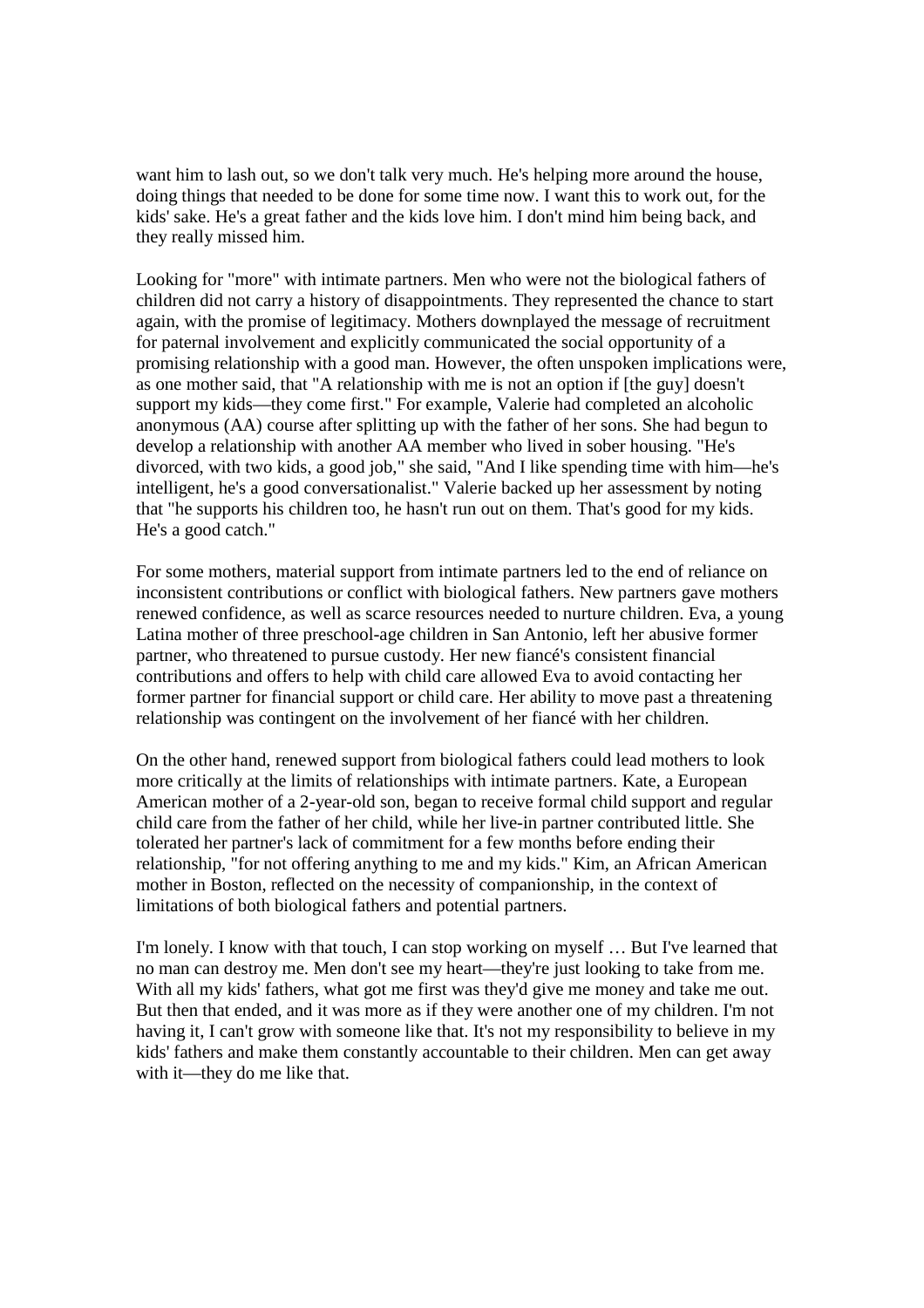want him to lash out, so we don't talk very much. He's helping more around the house, doing things that needed to be done for some time now. I want this to work out, for the kids' sake. He's a great father and the kids love him. I don't mind him being back, and they really missed him.

Looking for "more" with intimate partners. Men who were not the biological fathers of children did not carry a history of disappointments. They represented the chance to start again, with the promise of legitimacy. Mothers downplayed the message of recruitment for paternal involvement and explicitly communicated the social opportunity of a promising relationship with a good man. However, the often unspoken implications were, as one mother said, that "A relationship with me is not an option if [the guy] doesn't support my kids—they come first." For example, Valerie had completed an alcoholic anonymous (AA) course after splitting up with the father of her sons. She had begun to develop a relationship with another AA member who lived in sober housing. "He's divorced, with two kids, a good job," she said, "And I like spending time with him—he's intelligent, he's a good conversationalist." Valerie backed up her assessment by noting that "he supports his children too, he hasn't run out on them. That's good for my kids. He's a good catch."

For some mothers, material support from intimate partners led to the end of reliance on inconsistent contributions or conflict with biological fathers. New partners gave mothers renewed confidence, as well as scarce resources needed to nurture children. Eva, a young Latina mother of three preschool-age children in San Antonio, left her abusive former partner, who threatened to pursue custody. Her new fiancé's consistent financial contributions and offers to help with child care allowed Eva to avoid contacting her former partner for financial support or child care. Her ability to move past a threatening relationship was contingent on the involvement of her fiancé with her children.

On the other hand, renewed support from biological fathers could lead mothers to look more critically at the limits of relationships with intimate partners. Kate, a European American mother of a 2-year-old son, began to receive formal child support and regular child care from the father of her child, while her live-in partner contributed little. She tolerated her partner's lack of commitment for a few months before ending their relationship, "for not offering anything to me and my kids." Kim, an African American mother in Boston, reflected on the necessity of companionship, in the context of limitations of both biological fathers and potential partners.

I'm lonely. I know with that touch, I can stop working on myself … But I've learned that no man can destroy me. Men don't see my heart—they're just looking to take from me. With all my kids' fathers, what got me first was they'd give me money and take me out. But then that ended, and it was more as if they were another one of my children. I'm not having it, I can't grow with someone like that. It's not my responsibility to believe in my kids' fathers and make them constantly accountable to their children. Men can get away with it—they do me like that.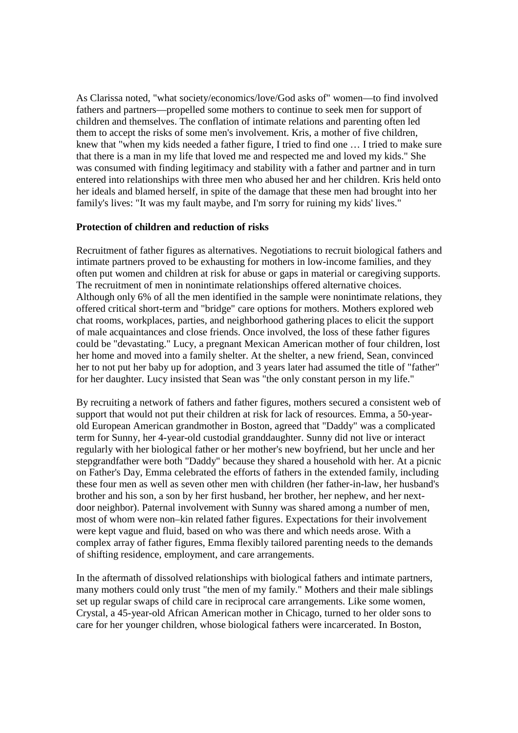As Clarissa noted, "what society/economics/love/God asks of" women—to find involved fathers and partners—propelled some mothers to continue to seek men for support of children and themselves. The conflation of intimate relations and parenting often led them to accept the risks of some men's involvement. Kris, a mother of five children, knew that "when my kids needed a father figure, I tried to find one … I tried to make sure that there is a man in my life that loved me and respected me and loved my kids." She was consumed with finding legitimacy and stability with a father and partner and in turn entered into relationships with three men who abused her and her children. Kris held onto her ideals and blamed herself, in spite of the damage that these men had brought into her family's lives: "It was my fault maybe, and I'm sorry for ruining my kids' lives."

**Protection of children and reduction of risks**

Recruitment of father figures as alternatives. Negotiations to recruit biological fathers and intimate partners proved to be exhausting for mothers in low-income families, and they often put women and children at risk for abuse or gaps in material or caregiving supports. The recruitment of men in nonintimate relationships offered alternative choices. Although only 6% of all the men identified in the sample were nonintimate relations, they offered critical short-term and "bridge" care options for mothers. Mothers explored web chat rooms, workplaces, parties, and neighborhood gathering places to elicit the support of male acquaintances and close friends. Once involved, the loss of these father figures could be "devastating." Lucy, a pregnant Mexican American mother of four children, lost her home and moved into a family shelter. At the shelter, a new friend, Sean, convinced her to not put her baby up for adoption, and 3 years later had assumed the title of "father" for her daughter. Lucy insisted that Sean was "the only constant person in my life."

By recruiting a network of fathers and father figures, mothers secured a consistent web of support that would not put their children at risk for lack of resources. Emma, a 50-year-old European American grandmother in Boston, agreed that "Daddy" was a complicated term for Sunny, her 4-year-old custodial granddaughter. Sunny did not live or interact regularly with her biological father or her mother's new boyfriend, but her uncle and her stepgrandfather were both "Daddy" because they shared a household with her. At a picnic on Father's Day, Emma celebrated the efforts of fathers in the extended family, including these four men as well as seven other men with children (her father-in-law, her husband's brother and his son, a son by her first husband, her brother, her nephew, and her next-door neighbor). Paternal involvement with Sunny was shared among a number of men, most of whom were non–kin related father figures. Expectations for their involvement were kept vague and fluid, based on who was there and which needs arose. With a complex array of father figures, Emma flexibly tailored parenting needs to the demands of shifting residence, employment, and care arrangements.

In the aftermath of dissolved relationships with biological fathers and intimate partners, many mothers could only trust "the men of my family." Mothers and their male siblings set up regular swaps of child care in reciprocal care arrangements. Like some women, Crystal, a 45-year-old African American mother in Chicago, turned to her older sons to care for her younger children, whose biological fathers were incarcerated. In Boston,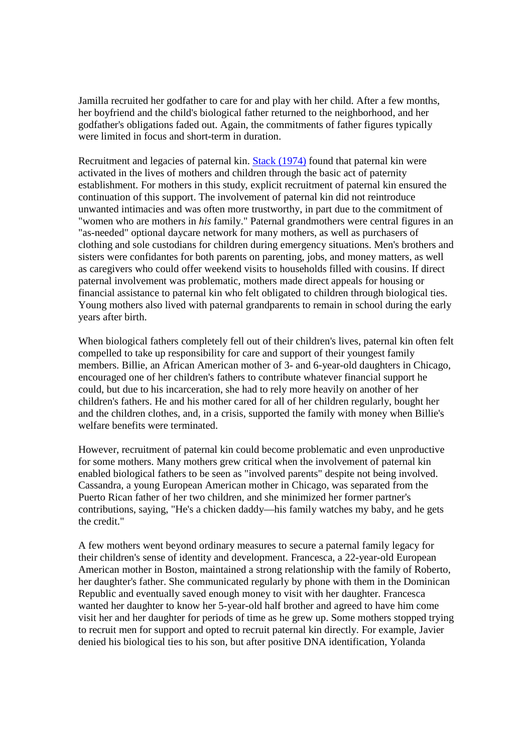Jamilla recruited her godfather to care for and play with her child. After a few months, her boyfriend and the child's biological father returned to the neighborhood, and her godfather's obligations faded out. Again, the commitments of father figures typically were limited in focus and short-term in duration.

Recruitment and legacies of paternal kin. Stack (1974) found that paternal kin were activated in the lives of mothers and children through the basic act of paternity establishment. For mothers in this study, explicit recruitment of paternal kin ensured the continuation of this support. The involvement of paternal kin did not reintroduce unwanted intimacies and was often more trustworthy, in part due to the commitment of "women who are mothers in *his* family." Paternal grandmothers were central figures in an "as-needed" optional daycare network for many mothers, as well as purchasers of clothing and sole custodians for children during emergency situations. Men's brothers and sisters were confidantes for both parents on parenting, jobs, and money matters, as well as caregivers who could offer weekend visits to households filled with cousins. If direct paternal involvement was problematic, mothers made direct appeals for housing or financial assistance to paternal kin who felt obligated to children through biological ties. Young mothers also lived with paternal grandparents to remain in school during the early years after birth.

When biological fathers completely fell out of their children's lives, paternal kin often felt compelled to take up responsibility for care and support of their youngest family members. Billie, an African American mother of 3- and 6-year-old daughters in Chicago, encouraged one of her children's fathers to contribute whatever financial support he could, but due to his incarceration, she had to rely more heavily on another of her children's fathers. He and his mother cared for all of her children regularly, bought her and the children clothes, and, in a crisis, supported the family with money when Billie's welfare benefits were terminated.

However, recruitment of paternal kin could become problematic and even unproductive for some mothers. Many mothers grew critical when the involvement of paternal kin enabled biological fathers to be seen as "involved parents" despite not being involved. Cassandra, a young European American mother in Chicago, was separated from the Puerto Rican father of her two children, and she minimized her former partner's contributions, saying, "He's a chicken daddy—his family watches my baby, and he gets the credit."

A few mothers went beyond ordinary measures to secure a paternal family legacy for their children's sense of identity and development. Francesca, a 22-year-old European American mother in Boston, maintained a strong relationship with the family of Roberto, her daughter's father. She communicated regularly by phone with them in the Dominican Republic and eventually saved enough money to visit with her daughter. Francesca wanted her daughter to know her 5-year-old half brother and agreed to have him come visit her and her daughter for periods of time as he grew up. Some mothers stopped trying to recruit men for support and opted to recruit paternal kin directly. For example, Javier denied his biological ties to his son, but after positive DNA identification, Yolanda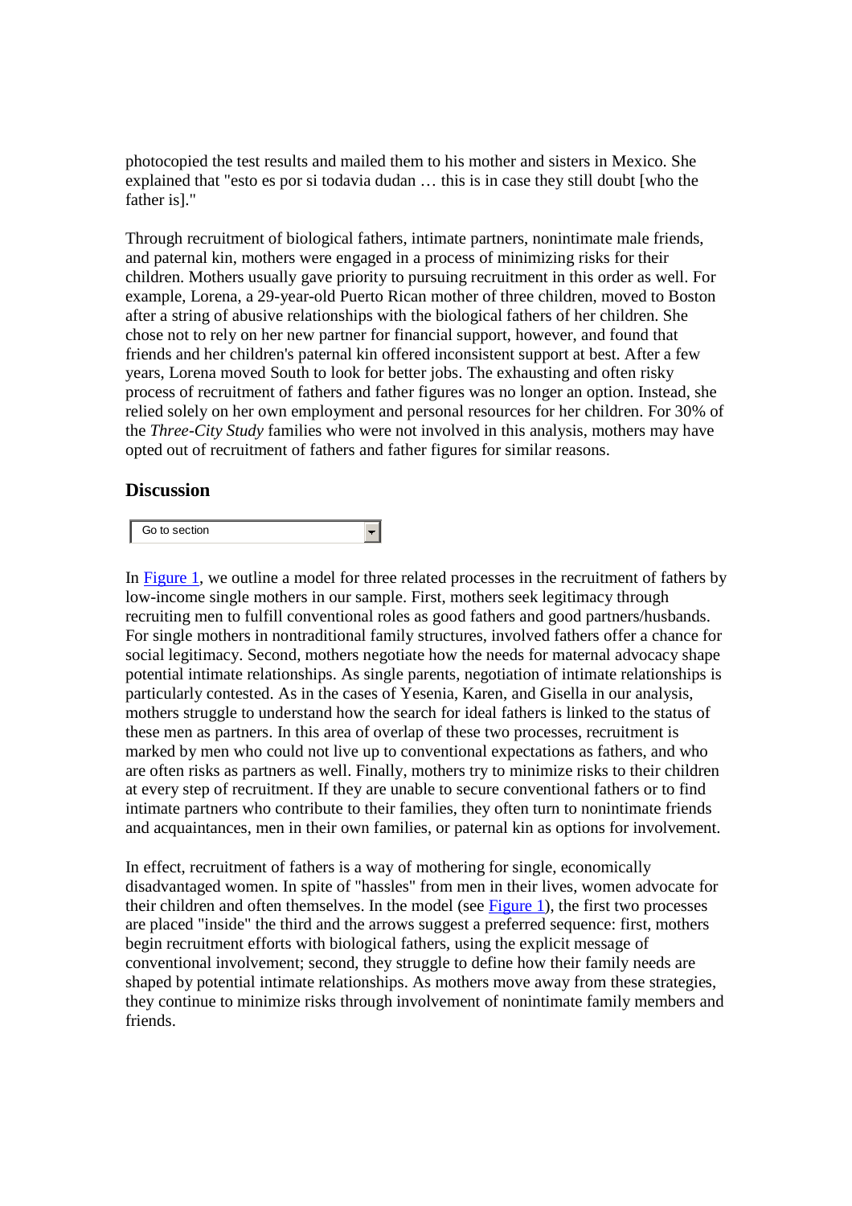photocopied the test results and mailed them to his mother and sisters in Mexico. She explained that "esto es por si todavia dudan … this is in case they still doubt [who the father is]."

Through recruitment of biological fathers, intimate partners, nonintimate male friends, and paternal kin, mothers were engaged in a process of minimizing risks for their children. Mothers usually gave priority to pursuing recruitment in this order as well. For example, Lorena, a 29-year-old Puerto Rican mother of three children, moved to Boston after a string of abusive relationships with the biological fathers of her children. She chose not to rely on her new partner for financial support, however, and found that friends and her children's paternal kin offered inconsistent support at best. After a few years, Lorena moved South to look for better jobs. The exhausting and often risky process of recruitment of fathers and father figures was no longer an option. Instead, she relied solely on her own employment and personal resources for her children. For 30% of the *Three-City Study* families who were not involved in this analysis, mothers may have opted out of recruitment of fathers and father figures for similar reasons.

## Discussion

In Figure 1, we outline a model for three related processes in the recruitment of fathers by low-income single mothers in our sample. First, mothers seek legitimacy through recruiting men to fulfill conventional roles as good fathers and good partners/husbands. For single mothers in nontraditional family structures, involved fathers offer a chance for social legitimacy. Second, mothers negotiate how the needs for maternal advocacy shape potential intimate relationships. As single parents, negotiation of intimate relationships is particularly contested. As in the cases of Yesenia, Karen, and Gisella in our analysis, mothers struggle to understand how the search for ideal fathers is linked to the status of these men as partners. In this area of overlap of these two processes, recruitment is marked by men who could not live up to conventional expectations as fathers, and who are often risks as partners as well. Finally, mothers try to minimize risks to their children at every step of recruitment. If they are unable to secure conventional fathers or to find intimate partners who contribute to their families, they often turn to nonintimate friends and acquaintances, men in their own families, or paternal kin as options for involvement.

In effect, recruitment of fathers is a way of mothering for single, economically disadvantaged women. In spite of "hassles" from men in their lives, women advocate for their children and often themselves. In the model (see Figure 1), the first two processes are placed "inside" the third and the arrows suggest a preferred sequence: first, mothers begin recruitment efforts with biological fathers, using the explicit message of conventional involvement; second, they struggle to define how their family needs are shaped by potential intimate relationships. As mothers move away from these strategies, they continue to minimize risks through involvement of nonintimate family members and friends.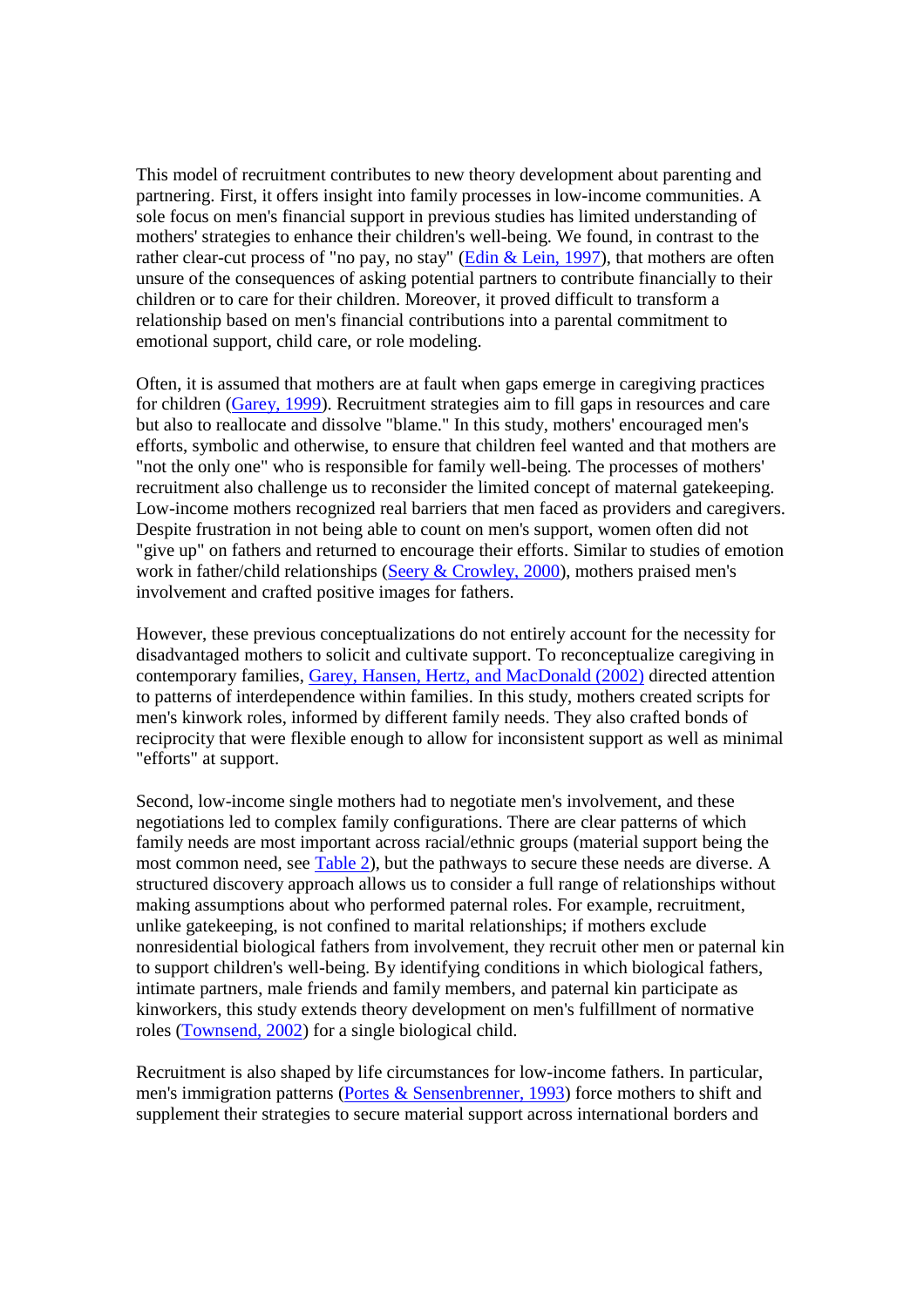This model of recruitment contributes to new theory development about parenting and partnering. First, it offers insight into family processes in low-income communities. A sole focus on men's financial support in previous studies has limited understanding of mothers' strategies to enhance their children's well-being. We found, in contrast to the rather clear-cut process of "no pay, no stay" (Edin & Lein, 1997), that mothers are often unsure of the consequences of asking potential partners to contribute financially to their children or to care for their children. Moreover, it proved difficult to transform a relationship based on men's financial contributions into a parental commitment to emotional support, child care, or role modeling.

Often, it is assumed that mothers are at fault when gaps emerge in caregiving practices for children (Garey, 1999). Recruitment strategies aim to fill gaps in resources and care but also to reallocate and dissolve "blame." In this study, mothers' encouraged men's efforts, symbolic and otherwise, to ensure that children feel wanted and that mothers are "not the only one" who is responsible for family well-being. The processes of mothers' recruitment also challenge us to reconsider the limited concept of maternal gatekeeping. Low-income mothers recognized real barriers that men faced as providers and caregivers. Despite frustration in not being able to count on men's support, women often did not "give up" on fathers and returned to encourage their efforts. Similar to studies of emotion work in father/child relationships (Seery & Crowley, 2000), mothers praised men's involvement and crafted positive images for fathers.

However, these previous conceptualizations do not entirely account for the necessity for disadvantaged mothers to solicit and cultivate support. To reconceptualize caregiving in contemporary families, Garey, Hansen, Hertz, and MacDonald (2002) directed attention to patterns of interdependence within families. In this study, mothers created scripts for men's kinwork roles, informed by different family needs. They also crafted bonds of reciprocity that were flexible enough to allow for inconsistent support as well as minimal "efforts" at support.

Second, low-income single mothers had to negotiate men's involvement, and these negotiations led to complex family configurations. There are clear patterns of which family needs are most important across racial/ethnic groups (material support being the most common need, see Table 2), but the pathways to secure these needs are diverse. A structured discovery approach allows us to consider a full range of relationships without making assumptions about who performed paternal roles. For example, recruitment, unlike gatekeeping, is not confined to marital relationships; if mothers exclude nonresidential biological fathers from involvement, they recruit other men or paternal kin to support children's well-being. By identifying conditions in which biological fathers, intimate partners, male friends and family members, and paternal kin participate as kinworkers, this study extends theory development on men's fulfillment of normative roles (Townsend, 2002) for a single biological child.

Recruitment is also shaped by life circumstances for low-income fathers. In particular, men's immigration patterns (Portes & Sensenbrenner, 1993) force mothers to shift and supplement their strategies to secure material support across international borders and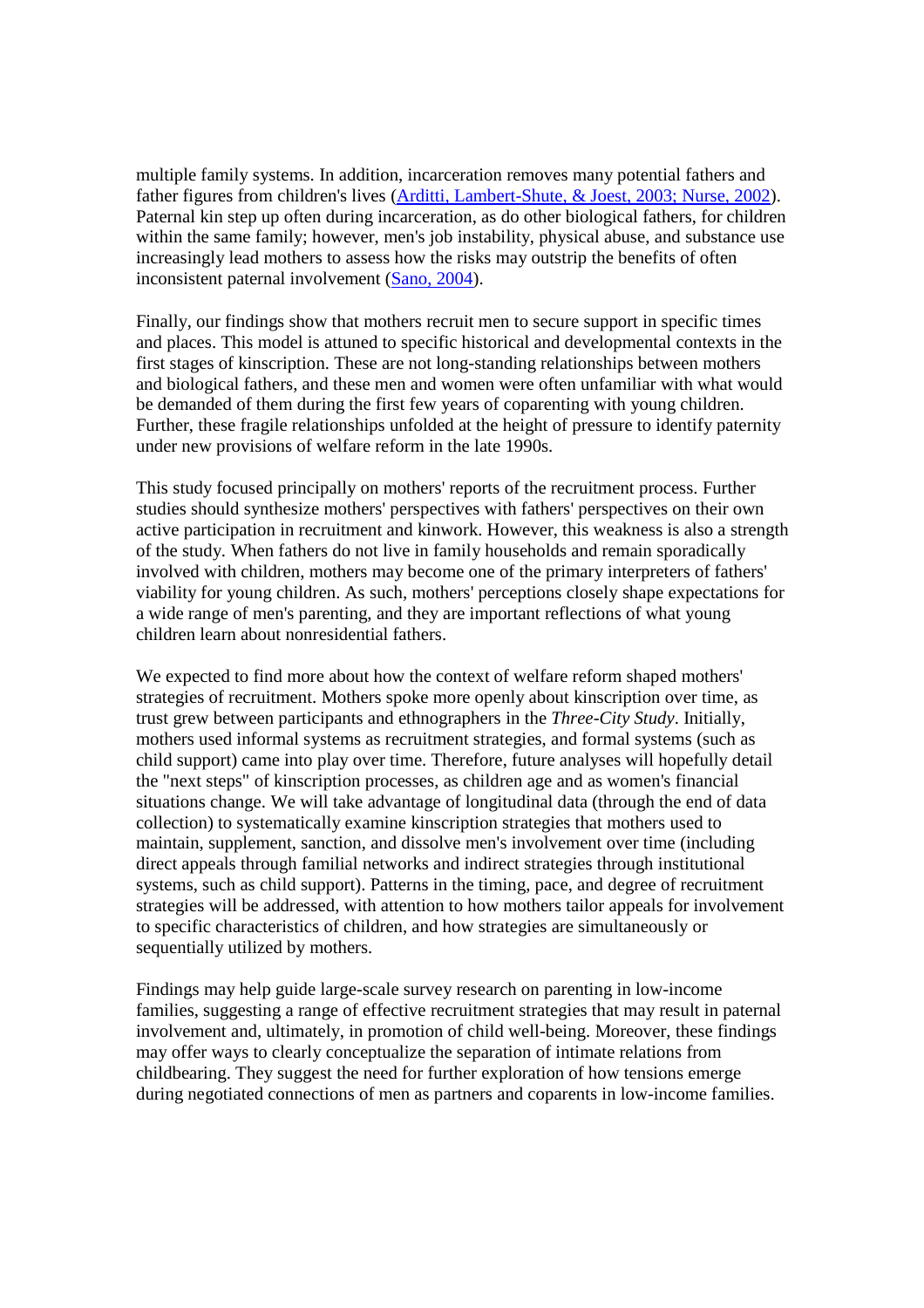multiple family systems. In addition, incarceration removes many potential fathers and father figures from children's lives (Arditti, Lambert-Shute, & Joest, 2003; Nurse, 2002). Paternal kin step up often during incarceration, as do other biological fathers, for children within the same family; however, men's job instability, physical abuse, and substance use increasingly lead mothers to assess how the risks may outstrip the benefits of often inconsistent paternal involvement (Sano, 2004).

Finally, our findings show that mothers recruit men to secure support in specific times and places. This model is attuned to specific historical and developmental contexts in the first stages of kinscription. These are not long-standing relationships between mothers and biological fathers, and these men and women were often unfamiliar with what would be demanded of them during the first few years of coparenting with young children. Further, these fragile relationships unfolded at the height of pressure to identify paternity under new provisions of welfare reform in the late 1990s.

This study focused principally on mothers' reports of the recruitment process. Further studies should synthesize mothers' perspectives with fathers' perspectives on their own active participation in recruitment and kinwork. However, this weakness is also a strength of the study. When fathers do not live in family households and remain sporadically involved with children, mothers may become one of the primary interpreters of fathers' viability for young children. As such, mothers' perceptions closely shape expectations for a wide range of men's parenting, and they are important reflections of what young children learn about nonresidential fathers.

We expected to find more about how the context of welfare reform shaped mothers' strategies of recruitment. Mothers spoke more openly about kinscription over time, as trust grew between participants and ethnographers in the *Three-City Study*. Initially, mothers used informal systems as recruitment strategies, and formal systems (such as child support) came into play over time. Therefore, future analyses will hopefully detail the "next steps" of kinscription processes, as children age and as women's financial situations change. We will take advantage of longitudinal data (through the end of data collection) to systematically examine kinscription strategies that mothers used to maintain, supplement, sanction, and dissolve men's involvement over time (including direct appeals through familial networks and indirect strategies through institutional systems, such as child support). Patterns in the timing, pace, and degree of recruitment strategies will be addressed, with attention to how mothers tailor appeals for involvement to specific characteristics of children, and how strategies are simultaneously or sequentially utilized by mothers.

Findings may help guide large-scale survey research on parenting in low-income families, suggesting a range of effective recruitment strategies that may result in paternal involvement and, ultimately, in promotion of child well-being. Moreover, these findings may offer ways to clearly conceptualize the separation of intimate relations from childbearing. They suggest the need for further exploration of how tensions emerge during negotiated connections of men as partners and coparents in low-income families.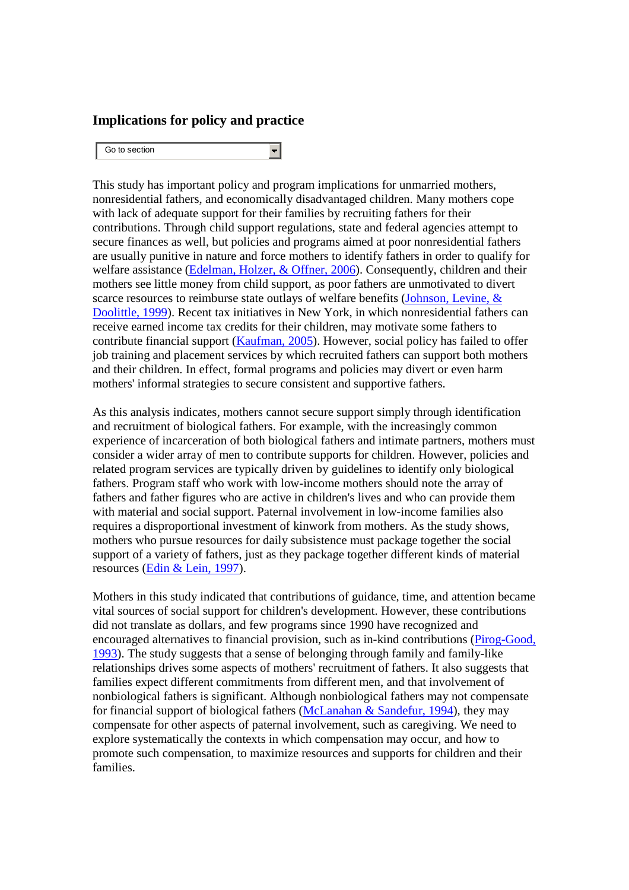## Implications for policy and practice

This study has important policy and program implications for unmarried mothers, nonresidential fathers, and economically disadvantaged children. Many mothers cope with lack of adequate support for their families by recruiting fathers for their contributions. Through child support regulations, state and federal agencies attempt to secure finances as well, but policies and programs aimed at poor nonresidential fathers are usually punitive in nature and force mothers to identify fathers in order to qualify for welfare assistance (Edelman, Holzer, & Offner, 2006). Consequently, children and their mothers see little money from child support, as poor fathers are unmotivated to divert scarce resources to reimburse state outlays of welfare benefits (Johnson, Levine, & Doolittle, 1999). Recent tax initiatives in New York, in which nonresidential fathers can receive earned income tax credits for their children, may motivate some fathers to contribute financial support (Kaufman, 2005). However, social policy has failed to offer job training and placement services by which recruited fathers can support both mothers and their children. In effect, formal programs and policies may divert or even harm mothers' informal strategies to secure consistent and supportive fathers.

As this analysis indicates, mothers cannot secure support simply through identification and recruitment of biological fathers. For example, with the increasingly common experience of incarceration of both biological fathers and intimate partners, mothers must consider a wider array of men to contribute supports for children. However, policies and related program services are typically driven by guidelines to identify only biological fathers. Program staff who work with low-income mothers should note the array of fathers and father figures who are active in children's lives and who can provide them with material and social support. Paternal involvement in low-income families also requires a disproportional investment of kinwork from mothers. As the study shows, mothers who pursue resources for daily subsistence must package together the social support of a variety of fathers, just as they package together different kinds of material resources (Edin & Lein, 1997).

Mothers in this study indicated that contributions of guidance, time, and attention became vital sources of social support for children's development. However, these contributions did not translate as dollars, and few programs since 1990 have recognized and encouraged alternatives to financial provision, such as in-kind contributions (Pirog-Good, 1993). The study suggests that a sense of belonging through family and family-like relationships drives some aspects of mothers' recruitment of fathers. It also suggests that families expect different commitments from different men, and that involvement of nonbiological fathers is significant. Although nonbiological fathers may not compensate for financial support of biological fathers (McLanahan & Sandefur, 1994), they may compensate for other aspects of paternal involvement, such as caregiving. We need to explore systematically the contexts in which compensation may occur, and how to promote such compensation, to maximize resources and supports for children and their families.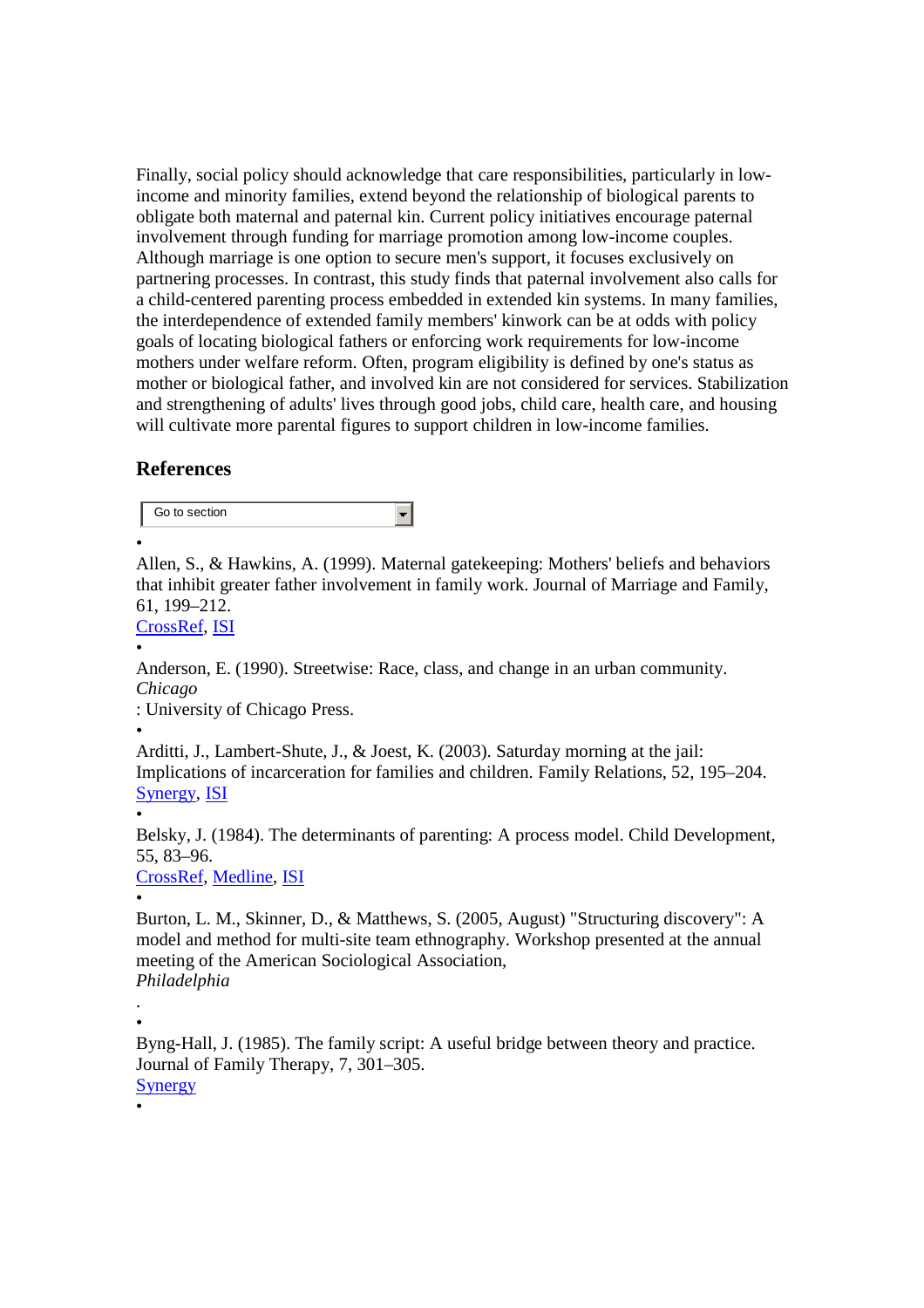Finally, social policy should acknowledge that care responsibilities, particularly in low-income and minority families, extend beyond the relationship of biological parents to obligate both maternal and paternal kin. Current policy initiatives encourage paternal involvement through funding for marriage promotion among low-income couples. Although marriage is one option to secure men's support, it focuses exclusively on partnering processes. In contrast, this study finds that paternal involvement also calls for a child-centered parenting process embedded in extended kin systems. In many families, the interdependence of extended family members' kinwork can be at odds with policy goals of locating biological fathers or enforcing work requirements for low-income mothers under welfare reform. Often, program eligibility is defined by one's status as mother or biological father, and involved kin are not considered for services. Stabilization and strengthening of adults' lives through good jobs, child care, health care, and housing will cultivate more parental figures to support children in low-income families.

## References

- Allen, S., & Hawkins, A. (1999). Maternal gatekeeping: Mothers' beliefs and behaviors that inhibit greater father involvement in family work. Journal of Marriage and Family, 61, 199–212.
  CrossRef, ISI
- Anderson, E. (1990). Streetwise: Race, class, and change in an urban community. *Chicago*: University of Chicago Press.
- Arditti, J., Lambert-Shute, J., & Joest, K. (2003). Saturday morning at the jail: Implications of incarceration for families and children. Family Relations, 52, 195–204.
  Synergy, ISI
- Belsky, J. (1984). The determinants of parenting: A process model. Child Development, 55, 83–96.
  CrossRef, Medline, ISI
- Burton, L. M., Skinner, D., & Matthews, S. (2005, August) "Structuring discovery": A model and method for multi-site team ethnography. Workshop presented at the annual meeting of the American Sociological Association, *Philadelphia*.
- Byng-Hall, J. (1985). The family script: A useful bridge between theory and practice. Journal of Family Therapy, 7, 301–305.
  Synergy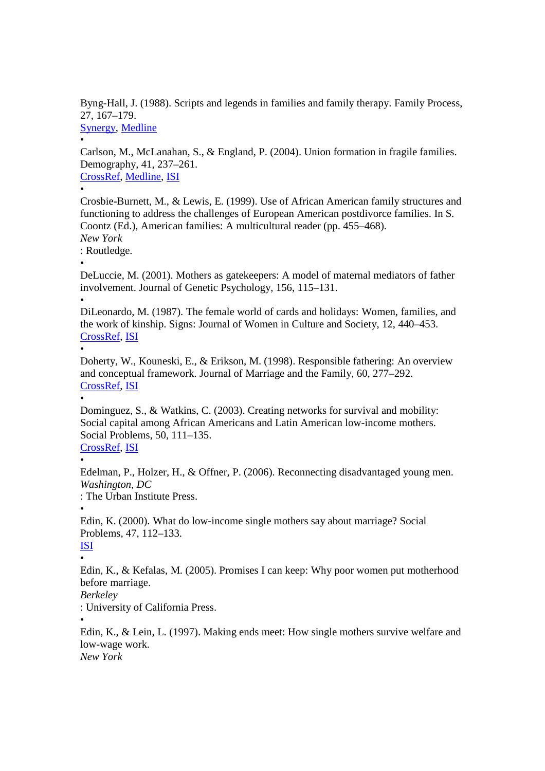Byng-Hall, J. (1988). Scripts and legends in families and family therapy. Family Process, 27, 167–179.
Synergy, Medline
•
Carlson, M., McLanahan, S., & England, P. (2004). Union formation in fragile families. Demography, 41, 237–261.
CrossRef, Medline, ISI
•
Crosbie-Burnett, M., & Lewis, E. (1999). Use of African American family structures and functioning to address the challenges of European American postdivorce families. In S. Coontz (Ed.), American families: A multicultural reader (pp. 455–468).
*New York*
: Routledge.
•
DeLuccie, M. (2001). Mothers as gatekeepers: A model of maternal mediators of father involvement. Journal of Genetic Psychology, 156, 115–131.
•
DiLeonardo, M. (1987). The female world of cards and holidays: Women, families, and the work of kinship. Signs: Journal of Women in Culture and Society, 12, 440–453.
CrossRef, ISI
•
Doherty, W., Kouneski, E., & Erikson, M. (1998). Responsible fathering: An overview and conceptual framework. Journal of Marriage and the Family, 60, 277–292.
CrossRef, ISI
•
Dominguez, S., & Watkins, C. (2003). Creating networks for survival and mobility: Social capital among African Americans and Latin American low-income mothers. Social Problems, 50, 111–135.
CrossRef, ISI
•
Edelman, P., Holzer, H., & Offner, P. (2006). Reconnecting disadvantaged young men.
*Washington, DC*
: The Urban Institute Press.
•
Edin, K. (2000). What do low-income single mothers say about marriage? Social Problems, 47, 112–133.
ISI
•
Edin, K., & Kefalas, M. (2005). Promises I can keep: Why poor women put motherhood before marriage.
*Berkeley*
: University of California Press.
•
Edin, K., & Lein, L. (1997). Making ends meet: How single mothers survive welfare and low-wage work.
*New York*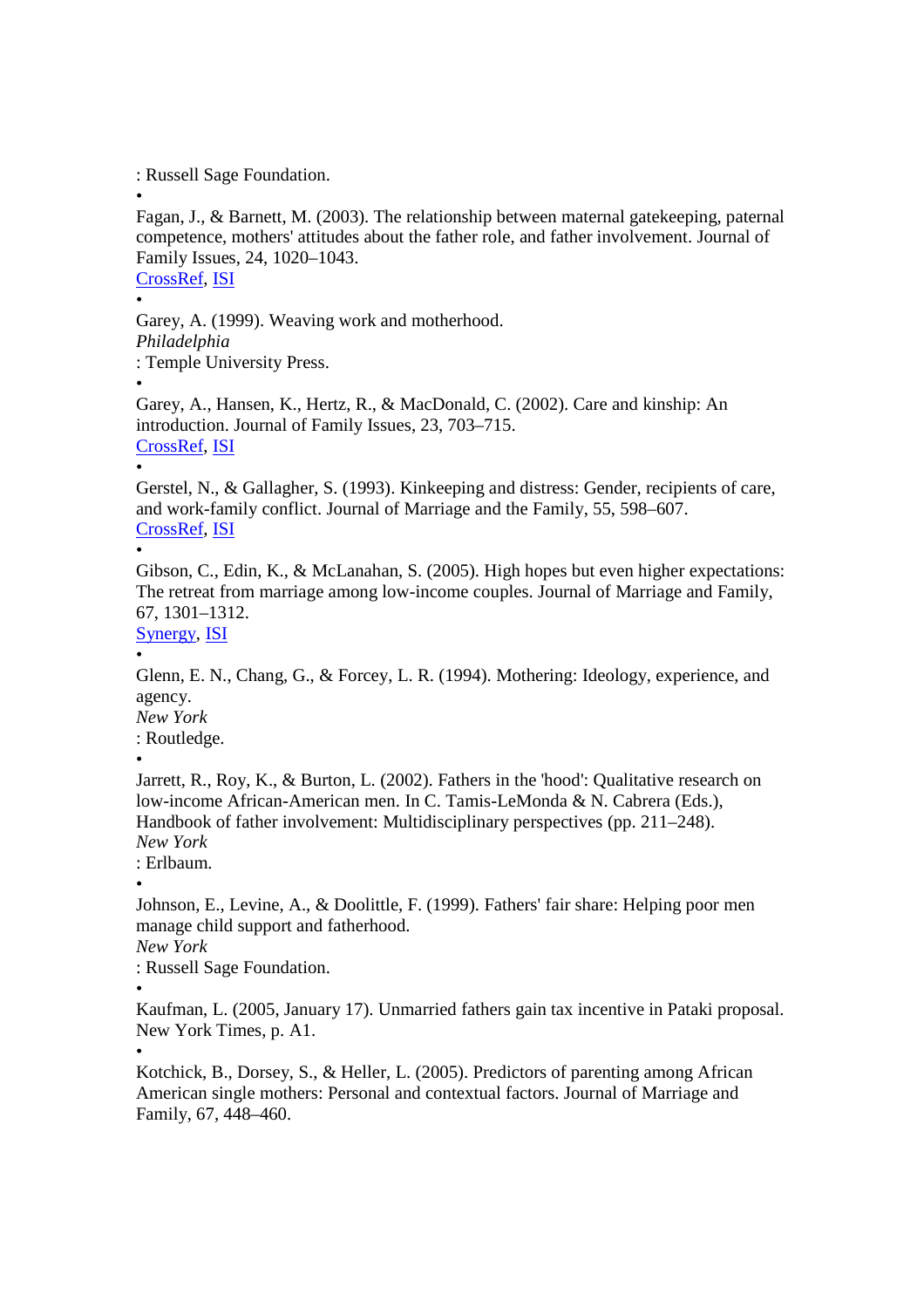: Russell Sage Foundation.

- Fagan, J., & Barnett, M. (2003). The relationship between maternal gatekeeping, paternal competence, mothers' attitudes about the father role, and father involvement. Journal of Family Issues, 24, 1020–1043.
  CrossRef, ISI
- Garey, A. (1999). Weaving work and motherhood.
  *Philadelphia*
  : Temple University Press.
- Garey, A., Hansen, K., Hertz, R., & MacDonald, C. (2002). Care and kinship: An introduction. Journal of Family Issues, 23, 703–715.
  CrossRef, ISI
- Gerstel, N., & Gallagher, S. (1993). Kinkeeping and distress: Gender, recipients of care, and work-family conflict. Journal of Marriage and the Family, 55, 598–607.
  CrossRef, ISI
- Gibson, C., Edin, K., & McLanahan, S. (2005). High hopes but even higher expectations: The retreat from marriage among low-income couples. Journal of Marriage and Family, 67, 1301–1312.
  Synergy, ISI
- Glenn, E. N., Chang, G., & Forcey, L. R. (1994). Mothering: Ideology, experience, and agency.
  *New York*
  : Routledge.
- Jarrett, R., Roy, K., & Burton, L. (2002). Fathers in the 'hood': Qualitative research on low-income African-American men. In C. Tamis-LeMonda & N. Cabrera (Eds.), Handbook of father involvement: Multidisciplinary perspectives (pp. 211–248).
  *New York*
  : Erlbaum.
- Johnson, E., Levine, A., & Doolittle, F. (1999). Fathers' fair share: Helping poor men manage child support and fatherhood.
  *New York*
  : Russell Sage Foundation.
- Kaufman, L. (2005, January 17). Unmarried fathers gain tax incentive in Pataki proposal. New York Times, p. A1.
- Kotchick, B., Dorsey, S., & Heller, L. (2005). Predictors of parenting among African American single mothers: Personal and contextual factors. Journal of Marriage and Family, 67, 448–460.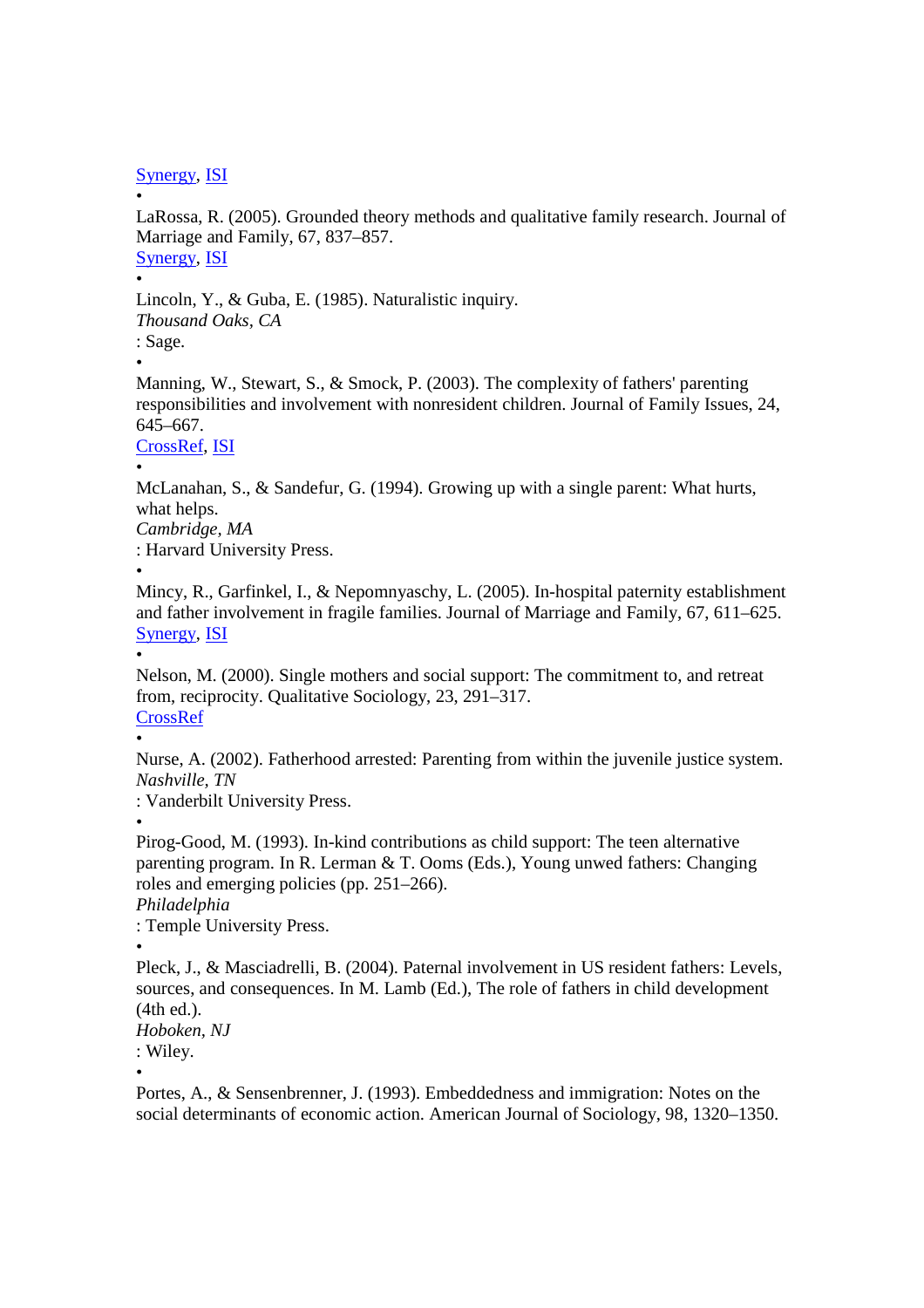Synergy, ISI

- LaRossa, R. (2005). Grounded theory methods and qualitative family research. Journal of Marriage and Family, 67, 837–857.
  Synergy, ISI

- Lincoln, Y., & Guba, E. (1985). Naturalistic inquiry.
  *Thousand Oaks, CA*
  : Sage.

- Manning, W., Stewart, S., & Smock, P. (2003). The complexity of fathers' parenting responsibilities and involvement with nonresident children. Journal of Family Issues, 24, 645–667.
  CrossRef, ISI

- McLanahan, S., & Sandefur, G. (1994). Growing up with a single parent: What hurts, what helps.
  *Cambridge, MA*
  : Harvard University Press.

- Mincy, R., Garfinkel, I., & Nepomnyaschy, L. (2005). In-hospital paternity establishment and father involvement in fragile families. Journal of Marriage and Family, 67, 611–625.
  Synergy, ISI

- Nelson, M. (2000). Single mothers and social support: The commitment to, and retreat from, reciprocity. Qualitative Sociology, 23, 291–317.
  CrossRef

- Nurse, A. (2002). Fatherhood arrested: Parenting from within the juvenile justice system.
  *Nashville, TN*
  : Vanderbilt University Press.

- Pirog-Good, M. (1993). In-kind contributions as child support: The teen alternative parenting program. In R. Lerman & T. Ooms (Eds.), Young unwed fathers: Changing roles and emerging policies (pp. 251–266).
  *Philadelphia*
  : Temple University Press.

- Pleck, J., & Masciadrelli, B. (2004). Paternal involvement in US resident fathers: Levels, sources, and consequences. In M. Lamb (Ed.), The role of fathers in child development (4th ed.).
  *Hoboken, NJ*
  : Wiley.

- Portes, A., & Sensenbrenner, J. (1993). Embeddedness and immigration: Notes on the social determinants of economic action. American Journal of Sociology, 98, 1320–1350.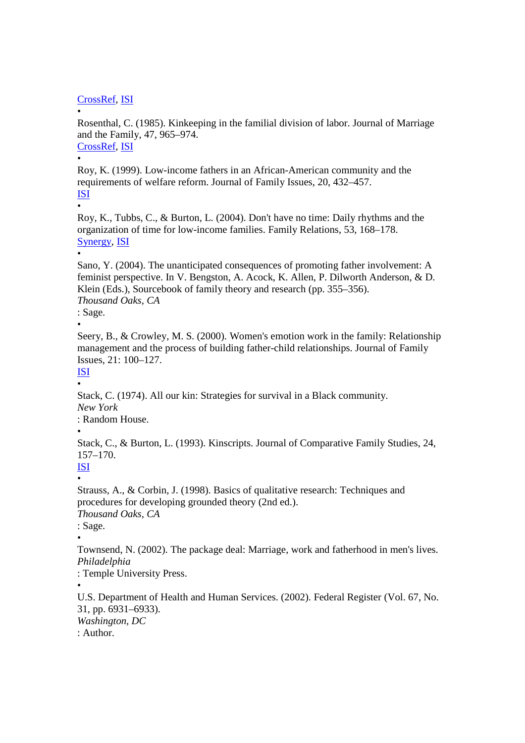CrossRef, ISI

- Rosenthal, C. (1985). Kinkeeping in the familial division of labor. Journal of Marriage and the Family, 47, 965–974.
CrossRef, ISI

- Roy, K. (1999). Low-income fathers in an African-American community and the requirements of welfare reform. Journal of Family Issues, 20, 432–457.
ISI

- Roy, K., Tubbs, C., & Burton, L. (2004). Don't have no time: Daily rhythms and the organization of time for low-income families. Family Relations, 53, 168–178.
Synergy, ISI

- Sano, Y. (2004). The unanticipated consequences of promoting father involvement: A feminist perspective. In V. Bengston, A. Acock, K. Allen, P. Dilworth Anderson, & D. Klein (Eds.), Sourcebook of family theory and research (pp. 355–356).
*Thousand Oaks, CA*
: Sage.

- Seery, B., & Crowley, M. S. (2000). Women's emotion work in the family: Relationship management and the process of building father-child relationships. Journal of Family Issues, 21: 100–127.
ISI

- Stack, C. (1974). All our kin: Strategies for survival in a Black community.
*New York*
: Random House.

- Stack, C., & Burton, L. (1993). Kinscripts. Journal of Comparative Family Studies, 24, 157–170.
ISI

- Strauss, A., & Corbin, J. (1998). Basics of qualitative research: Techniques and procedures for developing grounded theory (2nd ed.).
*Thousand Oaks, CA*
: Sage.

- Townsend, N. (2002). The package deal: Marriage, work and fatherhood in men's lives.
*Philadelphia*
: Temple University Press.

- U.S. Department of Health and Human Services. (2002). Federal Register (Vol. 67, No. 31, pp. 6931–6933).
*Washington, DC*
: Author.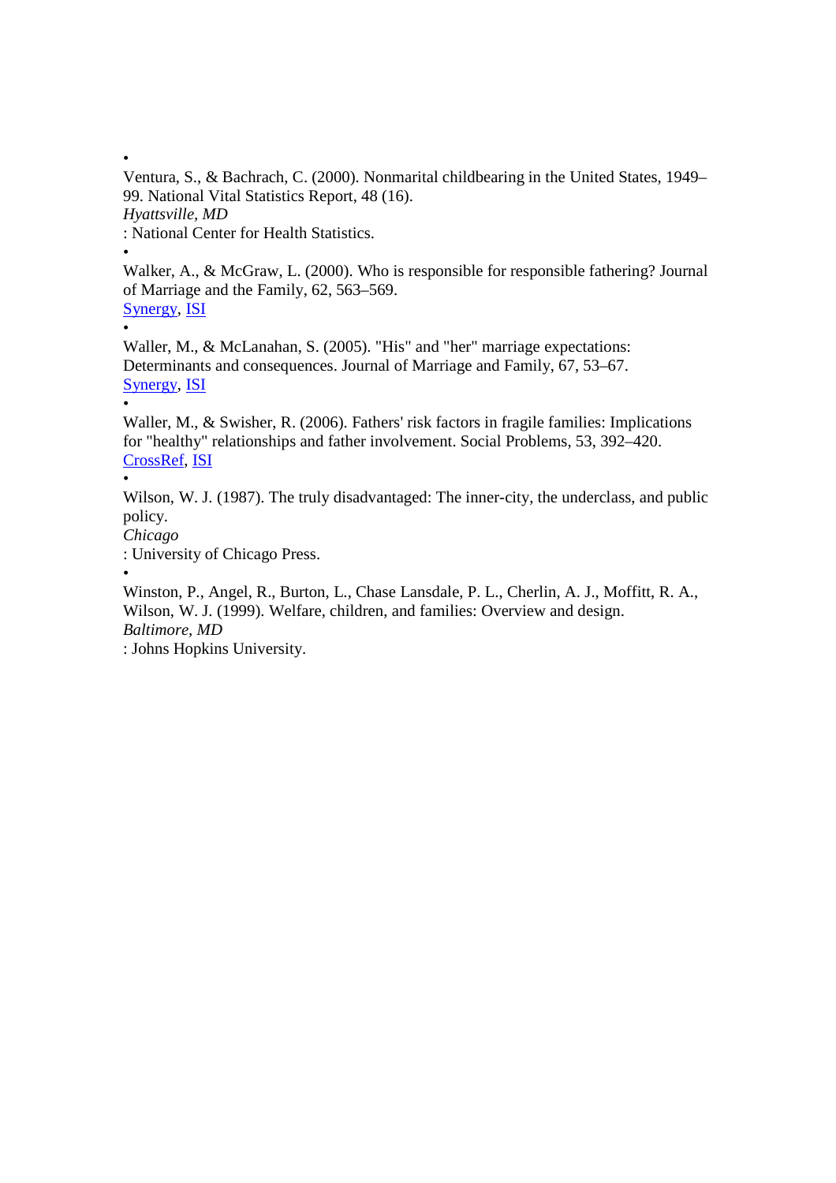- Ventura, S., & Bachrach, C. (2000). Nonmarital childbearing in the United States, 1949–99. National Vital Statistics Report, 48 (16). *Hyattsville, MD* : National Center for Health Statistics.
- Walker, A., & McGraw, L. (2000). Who is responsible for responsible fathering? Journal of Marriage and the Family, 62, 563–569. Synergy, ISI
- Waller, M., & McLanahan, S. (2005). "His" and "her" marriage expectations: Determinants and consequences. Journal of Marriage and Family, 67, 53–67. Synergy, ISI
- Waller, M., & Swisher, R. (2006). Fathers' risk factors in fragile families: Implications for "healthy" relationships and father involvement. Social Problems, 53, 392–420. CrossRef, ISI
- Wilson, W. J. (1987). The truly disadvantaged: The inner-city, the underclass, and public policy. *Chicago* : University of Chicago Press.
- Winston, P., Angel, R., Burton, L., Chase Lansdale, P. L., Cherlin, A. J., Moffitt, R. A., Wilson, W. J. (1999). Welfare, children, and families: Overview and design. *Baltimore, MD* : Johns Hopkins University.